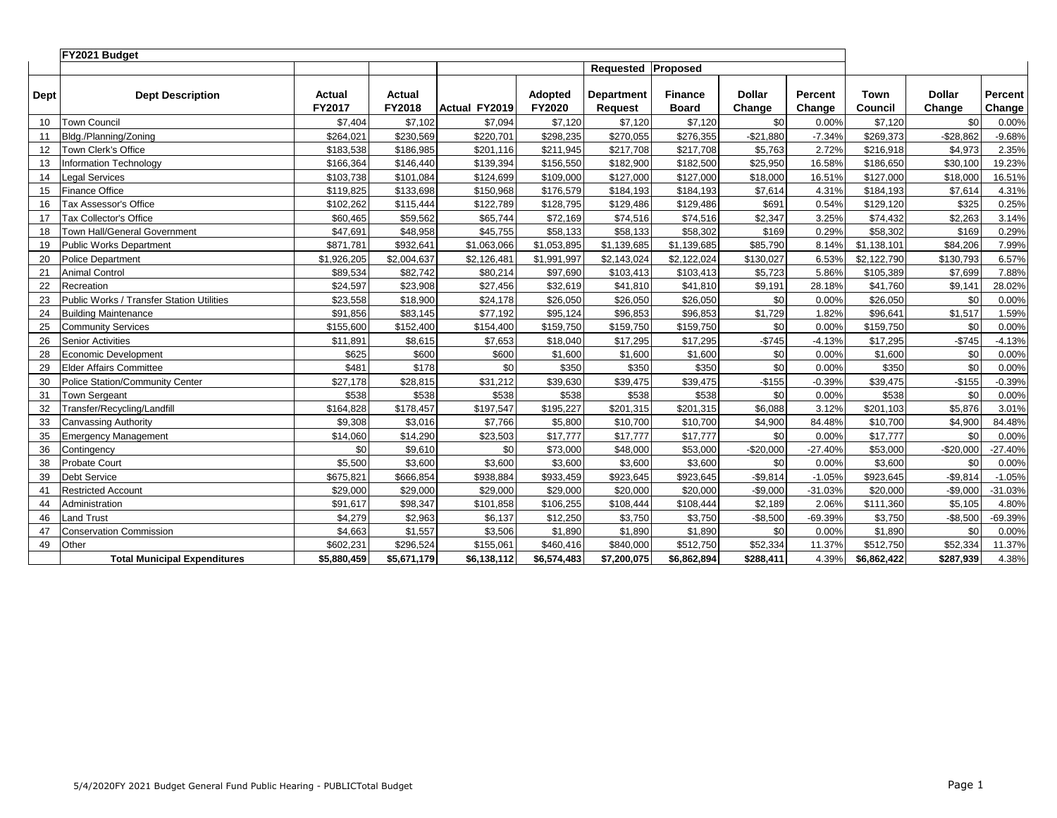## FY2021 Budget

| Dept | Dept Description | Actual FY2017 | Actual FY2018 | Actual FY2019 | Adopted FY2020 | Requested Department Request | Proposed Finance Board | Dollar Change | Percent Change | Town Council | Dollar Change | Percent Change |
|---|---|---|---|---|---|---|---|---|---|---|---|---|
| 10 | Town Council | $7,404 | $7,102 | $7,094 | $7,120 | $7,120 | $7,120 | $0 | 0.00% | $7,120 | $0 | 0.00% |
| 11 | Bldg./Planning/Zoning | $264,021 | $230,569 | $220,701 | $298,235 | $270,055 | $276,355 | -$21,880 | -7.34% | $269,373 | -$28,862 | -9.68% |
| 12 | Town Clerk's Office | $183,538 | $186,985 | $201,116 | $211,945 | $217,708 | $217,708 | $5,763 | 2.72% | $216,918 | $4,973 | 2.35% |
| 13 | Information Technology | $166,364 | $146,440 | $139,394 | $156,550 | $182,900 | $182,500 | $25,950 | 16.58% | $186,650 | $30,100 | 19.23% |
| 14 | Legal Services | $103,738 | $101,084 | $124,699 | $109,000 | $127,000 | $127,000 | $18,000 | 16.51% | $127,000 | $18,000 | 16.51% |
| 15 | Finance Office | $119,825 | $133,698 | $150,968 | $176,579 | $184,193 | $184,193 | $7,614 | 4.31% | $184,193 | $7,614 | 4.31% |
| 16 | Tax Assessor's Office | $102,262 | $115,444 | $122,789 | $128,795 | $129,486 | $129,486 | $691 | 0.54% | $129,120 | $325 | 0.25% |
| 17 | Tax Collector's Office | $60,465 | $59,562 | $65,744 | $72,169 | $74,516 | $74,516 | $2,347 | 3.25% | $74,432 | $2,263 | 3.14% |
| 18 | Town Hall/General Government | $47,691 | $48,958 | $45,755 | $58,133 | $58,133 | $58,302 | $169 | 0.29% | $58,302 | $169 | 0.29% |
| 19 | Public Works Department | $871,781 | $932,641 | $1,063,066 | $1,053,895 | $1,139,685 | $1,139,685 | $85,790 | 8.14% | $1,138,101 | $84,206 | 7.99% |
| 20 | Police Department | $1,926,205 | $2,004,637 | $2,126,481 | $1,991,997 | $2,143,024 | $2,122,024 | $130,027 | 6.53% | $2,122,790 | $130,793 | 6.57% |
| 21 | Animal Control | $89,534 | $82,742 | $80,214 | $97,690 | $103,413 | $103,413 | $5,723 | 5.86% | $105,389 | $7,699 | 7.88% |
| 22 | Recreation | $24,597 | $23,908 | $27,456 | $32,619 | $41,810 | $41,810 | $9,191 | 28.18% | $41,760 | $9,141 | 28.02% |
| 23 | Public Works / Transfer Station Utilities | $23,558 | $18,900 | $24,178 | $26,050 | $26,050 | $26,050 | $0 | 0.00% | $26,050 | $0 | 0.00% |
| 24 | Building Maintenance | $91,856 | $83,145 | $77,192 | $95,124 | $96,853 | $96,853 | $1,729 | 1.82% | $96,641 | $1,517 | 1.59% |
| 25 | Community Services | $155,600 | $152,400 | $154,400 | $159,750 | $159,750 | $159,750 | $0 | 0.00% | $159,750 | $0 | 0.00% |
| 26 | Senior Activities | $11,891 | $8,615 | $7,653 | $18,040 | $17,295 | $17,295 | -$745 | -4.13% | $17,295 | -$745 | -4.13% |
| 28 | Economic Development | $625 | $600 | $600 | $1,600 | $1,600 | $1,600 | $0 | 0.00% | $1,600 | $0 | 0.00% |
| 29 | Elder Affairs Committee | $481 | $178 | $0 | $350 | $350 | $350 | $0 | 0.00% | $350 | $0 | 0.00% |
| 30 | Police Station/Community Center | $27,178 | $28,815 | $31,212 | $39,630 | $39,475 | $39,475 | -$155 | -0.39% | $39,475 | -$155 | -0.39% |
| 31 | Town Sergeant | $538 | $538 | $538 | $538 | $538 | $538 | $0 | 0.00% | $538 | $0 | 0.00% |
| 32 | Transfer/Recycling/Landfill | $164,828 | $178,457 | $197,547 | $195,227 | $201,315 | $201,315 | $6,088 | 3.12% | $201,103 | $5,876 | 3.01% |
| 33 | Canvassing Authority | $9,308 | $3,016 | $7,766 | $5,800 | $10,700 | $10,700 | $4,900 | 84.48% | $10,700 | $4,900 | 84.48% |
| 35 | Emergency Management | $14,060 | $14,290 | $23,503 | $17,777 | $17,777 | $17,777 | $0 | 0.00% | $17,777 | $0 | 0.00% |
| 36 | Contingency | $0 | $9,610 | $0 | $73,000 | $48,000 | $53,000 | -$20,000 | -27.40% | $53,000 | -$20,000 | -27.40% |
| 38 | Probate Court | $5,500 | $3,600 | $3,600 | $3,600 | $3,600 | $3,600 | $0 | 0.00% | $3,600 | $0 | 0.00% |
| 39 | Debt Service | $675,821 | $666,854 | $938,884 | $933,459 | $923,645 | $923,645 | -$9,814 | -1.05% | $923,645 | -$9,814 | -1.05% |
| 41 | Restricted Account | $29,000 | $29,000 | $29,000 | $29,000 | $20,000 | $20,000 | -$9,000 | -31.03% | $20,000 | -$9,000 | -31.03% |
| 44 | Administration | $91,617 | $98,347 | $101,858 | $106,255 | $108,444 | $108,444 | $2,189 | 2.06% | $111,360 | $5,105 | 4.80% |
| 46 | Land Trust | $4,279 | $2,963 | $6,137 | $12,250 | $3,750 | $3,750 | -$8,500 | -69.39% | $3,750 | -$8,500 | -69.39% |
| 47 | Conservation Commission | $4,663 | $1,557 | $3,506 | $1,890 | $1,890 | $1,890 | $0 | 0.00% | $1,890 | $0 | 0.00% |
| 49 | Other | $602,231 | $296,524 | $155,061 | $460,416 | $840,000 | $512,750 | $52,334 | 11.37% | $512,750 | $52,334 | 11.37% |
| | **Total Municipal Expenditures** | **$5,880,459** | **$5,671,179** | **$6,138,112** | **$6,574,483** | **$7,200,075** | **$6,862,894** | **$288,411** | 4.39% | **$6,862,422** | **$287,939** | 4.38% |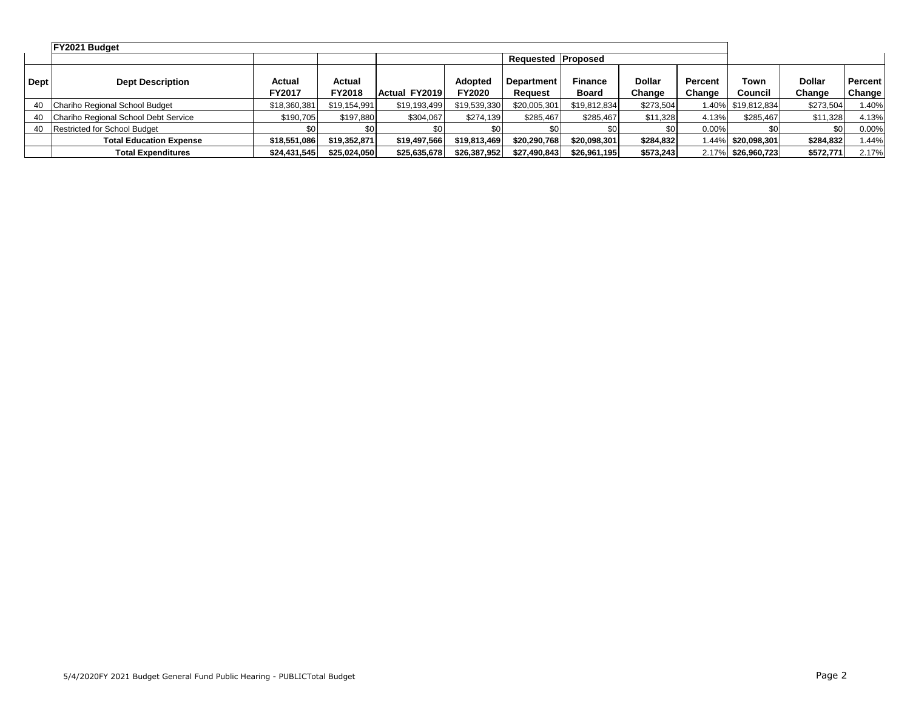| | FY2021 Budget | | | | | | | | | | | |
|---|---|---|---|---|---|---|---|---|---|---|---|---|
| | | | | | | Requested | Proposed | | | | | |
| Dept | Dept Description | Actual FY2017 | Actual FY2018 | Actual FY2019 | Adopted FY2020 | Department Request | Finance Board | Dollar Change | Percent Change | Town Council | Dollar Change | Percent Change |
| 40 | Chariho Regional School Budget | $18,360,381 | $19,154,991 | $19,193,499 | $19,539,330 | $20,005,301 | $19,812,834 | $273,504 | 1.40% | $19,812,834 | $273,504 | 1.40% |
| 40 | Chariho Regional School Debt Service | $190,705 | $197,880 | $304,067 | $274,139 | $285,467 | $285,467 | $11,328 | 4.13% | $285,467 | $11,328 | 4.13% |
| 40 | Restricted for School Budget | $0 | $0 | $0 | $0 | $0 | $0 | $0 | 0.00% | $0 | $0 | 0.00% |
| | **Total Education Expense** | **$18,551,086** | **$19,352,871** | **$19,497,566** | **$19,813,469** | **$20,290,768** | **$20,098,301** | **$284,832** | 1.44% | **$20,098,301** | **$284,832** | 1.44% |
| | **Total Expenditures** | **$24,431,545** | **$25,024,050** | **$25,635,678** | **$26,387,952** | **$27,490,843** | **$26,961,195** | **$573,243** | 2.17% | **$26,960,723** | **$572,771** | 2.17% |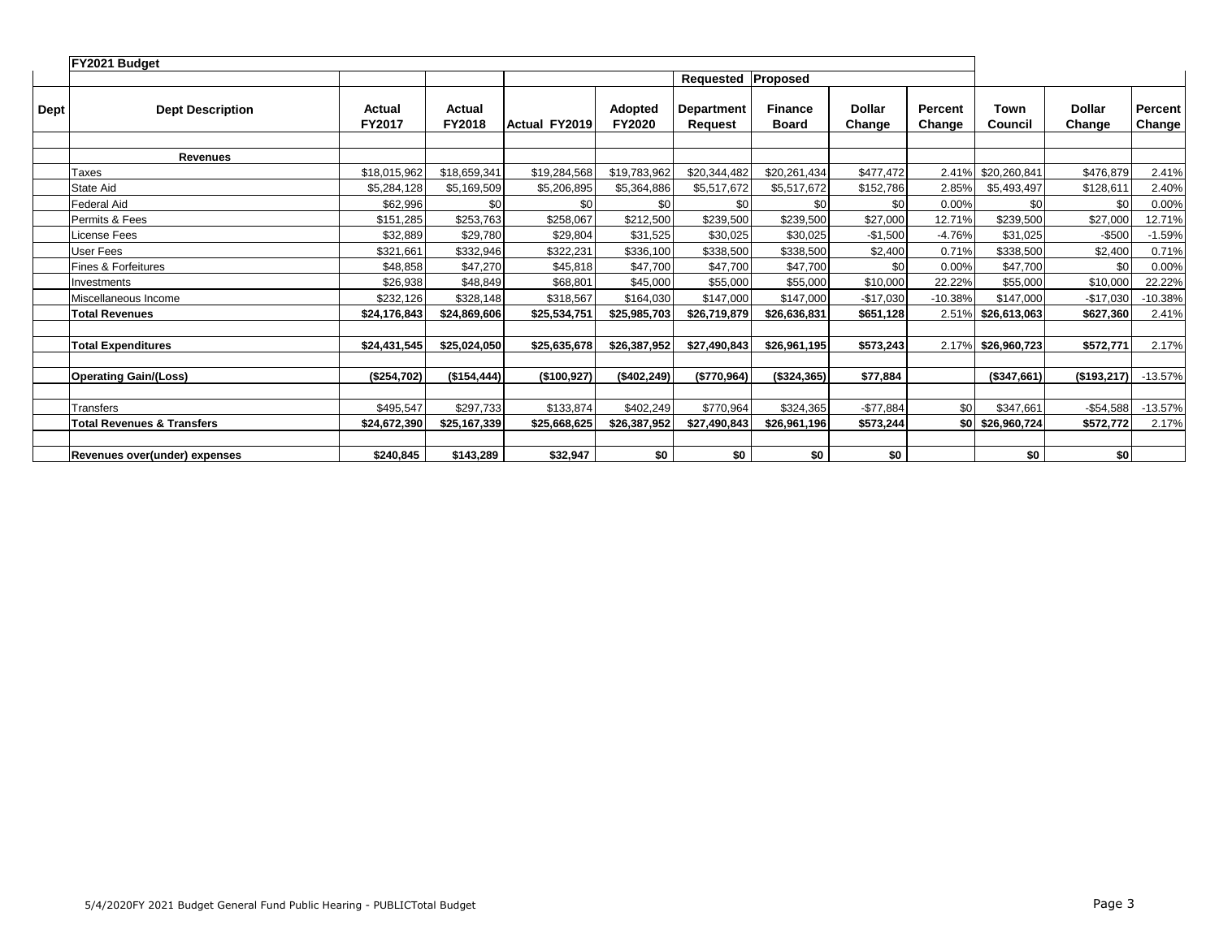| Dept | FY2021 Budget | | | | | | | | | | | |
|---|---|---|---|---|---|---|---|---|---|---|---|---|
| | | | | | | Requested | Proposed | | | | | |
| Dept | Dept Description | Actual FY2017 | Actual FY2018 | Actual FY2019 | Adopted FY2020 | Department Request | Finance Board | Dollar Change | Percent Change | Town Council | Dollar Change | Percent Change |
| | **Revenues** | | | | | | | | | | | |
| | Taxes | $18,015,962 | $18,659,341 | $19,284,568 | $19,783,962 | $20,344,482 | $20,261,434 | $477,472 | 2.41% | $20,260,841 | $476,879 | 2.41% |
| | State Aid | $5,284,128 | $5,169,509 | $5,206,895 | $5,364,886 | $5,517,672 | $5,517,672 | $152,786 | 2.85% | $5,493,497 | $128,611 | 2.40% |
| | Federal Aid | $62,996 | $0 | $0 | $0 | $0 | $0 | $0 | 0.00% | $0 | $0 | 0.00% |
| | Permits & Fees | $151,285 | $253,763 | $258,067 | $212,500 | $239,500 | $239,500 | $27,000 | 12.71% | $239,500 | $27,000 | 12.71% |
| | License Fees | $32,889 | $29,780 | $29,804 | $31,525 | $30,025 | $30,025 | -$1,500 | -4.76% | $31,025 | -$500 | -1.59% |
| | User Fees | $321,661 | $332,946 | $322,231 | $336,100 | $338,500 | $338,500 | $2,400 | 0.71% | $338,500 | $2,400 | 0.71% |
| | Fines & Forfeitures | $48,858 | $47,270 | $45,818 | $47,700 | $47,700 | $47,700 | $0 | 0.00% | $47,700 | $0 | 0.00% |
| | Investments | $26,938 | $48,849 | $68,801 | $45,000 | $55,000 | $55,000 | $10,000 | 22.22% | $55,000 | $10,000 | 22.22% |
| | Miscellaneous Income | $232,126 | $328,148 | $318,567 | $164,030 | $147,000 | $147,000 | -$17,030 | -10.38% | $147,000 | -$17,030 | -10.38% |
| | **Total Revenues** | **$24,176,843** | **$24,869,606** | **$25,534,751** | **$25,985,703** | **$26,719,879** | **$26,636,831** | **$651,128** | 2.51% | **$26,613,063** | **$627,360** | 2.41% |
| | **Total Expenditures** | **$24,431,545** | **$25,024,050** | **$25,635,678** | **$26,387,952** | **$27,490,843** | **$26,961,195** | **$573,243** | 2.17% | **$26,960,723** | **$572,771** | 2.17% |
| | **Operating Gain/(Loss)** | **($254,702)** | **($154,444)** | **($100,927)** | **($402,249)** | **($770,964)** | **($324,365)** | **$77,884** | | **($347,661)** | **($193,217)** | -13.57% |
| | Transfers | $495,547 | $297,733 | $133,874 | $402,249 | $770,964 | $324,365 | -$77,884 | $0 | $347,661 | -$54,588 | -13.57% |
| | **Total Revenues & Transfers** | **$24,672,390** | **$25,167,339** | **$25,668,625** | **$26,387,952** | **$27,490,843** | **$26,961,196** | **$573,244** | **$0** | **$26,960,724** | **$572,772** | 2.17% |
| | **Revenues over(under) expenses** | **$240,845** | **$143,289** | **$32,947** | **$0** | **$0** | **$0** | **$0** | | **$0** | **$0** | |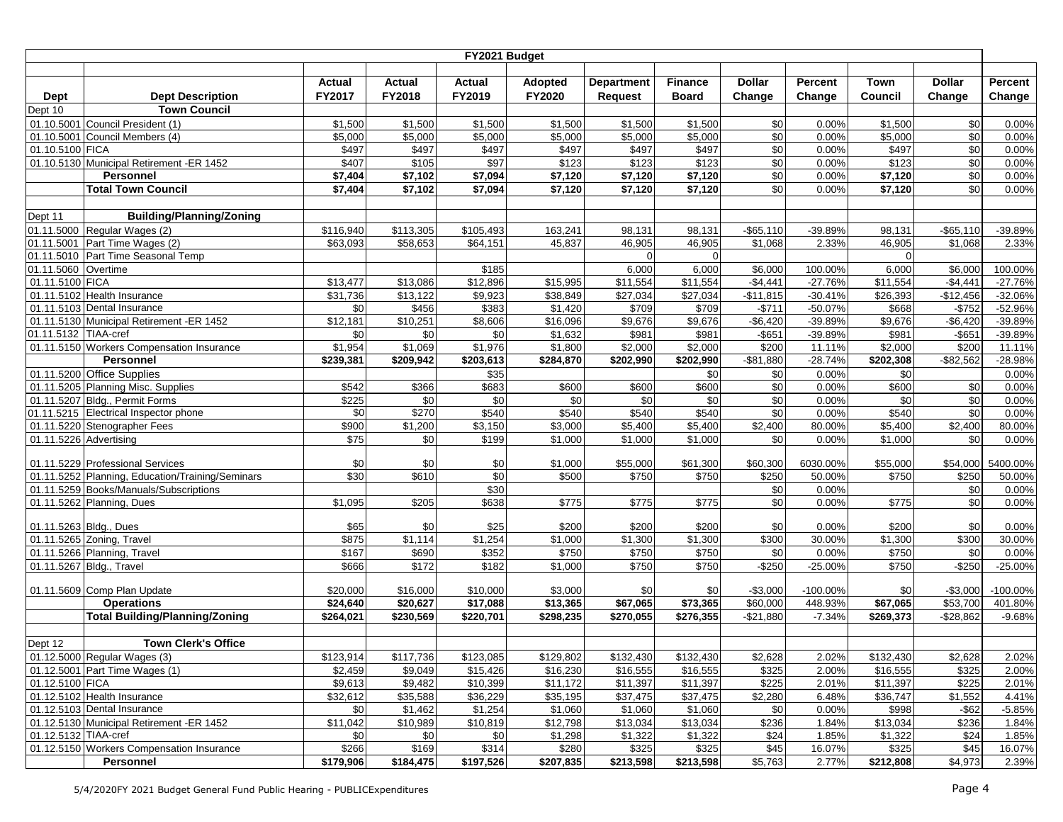| FY2021 Budget | | | | | | | | | | | | |
|---|---|---|---|---|---|---|---|---|---|---|---|---|
| **Dept** | **Dept Description** | **Actual FY2017** | **Actual FY2018** | **Actual FY2019** | **Adopted FY2020** | **Department Request** | **Finance Board** | **Dollar Change** | **Percent Change** | **Town Council** | **Dollar Change** | **Percent Change** |
| Dept 10 | **Town Council** | | | | | | | | | | | |
| 01.10.5001 | Council President (1) | $1,500 | $1,500 | $1,500 | $1,500 | $1,500 | $1,500 | $0 | 0.00% | $1,500 | $0 | 0.00% |
| 01.10.5001 | Council Members (4) | $5,000 | $5,000 | $5,000 | $5,000 | $5,000 | $5,000 | $0 | 0.00% | $5,000 | $0 | 0.00% |
| 01.10.5100 | FICA | $497 | $497 | $497 | $497 | $497 | $497 | $0 | 0.00% | $497 | $0 | 0.00% |
| 01.10.5130 | Municipal Retirement -ER 1452 | $407 | $105 | $97 | $123 | $123 | $123 | $0 | 0.00% | $123 | $0 | 0.00% |
| | **Personnel** | **$7,404** | **$7,102** | **$7,094** | **$7,120** | **$7,120** | **$7,120** | $0 | 0.00% | **$7,120** | $0 | 0.00% |
| | **Total Town Council** | **$7,404** | **$7,102** | **$7,094** | **$7,120** | **$7,120** | **$7,120** | $0 | 0.00% | **$7,120** | $0 | 0.00% |
| Dept 11 | **Building/Planning/Zoning** | | | | | | | | | | | |
| 01.11.5000 | Regular Wages (2) | $116,940 | $113,305 | $105,493 | 163,241 | 98,131 | 98,131 | -$65,110 | -39.89% | 98,131 | -$65,110 | -39.89% |
| 01.11.5001 | Part Time Wages (2) | $63,093 | $58,653 | $64,151 | 45,837 | 46,905 | 46,905 | $1,068 | 2.33% | 46,905 | $1,068 | 2.33% |
| 01.11.5010 | Part Time Seasonal Temp | | | | | 0 | 0 | | | 0 | | |
| 01.11.5060 | Overtime | | | $185 | | 6,000 | 6,000 | $6,000 | 100.00% | 6,000 | $6,000 | 100.00% |
| 01.11.5100 | FICA | $13,477 | $13,086 | $12,896 | $15,995 | $11,554 | $11,554 | -$4,441 | -27.76% | $11,554 | -$4,441 | -27.76% |
| 01.11.5102 | Health Insurance | $31,736 | $13,122 | $9,923 | $38,849 | $27,034 | $27,034 | -$11,815 | -30.41% | $26,393 | -$12,456 | -32.06% |
| 01.11.5103 | Dental Insurance | $0 | $456 | $383 | $1,420 | $709 | $709 | -$711 | -50.07% | $668 | -$752 | -52.96% |
| 01.11.5130 | Municipal Retirement -ER 1452 | $12,181 | $10,251 | $8,606 | $16,096 | $9,676 | $9,676 | -$6,420 | -39.89% | $9,676 | -$6,420 | -39.89% |
| 01.11.5132 | TIAA-cref | $0 | $0 | $0 | $1,632 | $981 | $981 | -$651 | -39.89% | $981 | -$651 | -39.89% |
| 01.11.5150 | Workers Compensation Insurance | $1,954 | $1,069 | $1,976 | $1,800 | $2,000 | $2,000 | $200 | 11.11% | $2,000 | $200 | 11.11% |
| | **Personnel** | **$239,381** | **$209,942** | **$203,613** | **$284,870** | **$202,990** | **$202,990** | -$81,880 | -28.74% | **$202,308** | -$82,562 | -28.98% |
| 01.11.5200 | Office Supplies | | | $35 | | | $0 | $0 | 0.00% | $0 | | 0.00% |
| 01.11.5205 | Planning Misc. Supplies | $542 | $366 | $683 | $600 | $600 | $600 | $0 | 0.00% | $600 | $0 | 0.00% |
| 01.11.5207 | Bldg., Permit Forms | $225 | $0 | $0 | $0 | $0 | $0 | $0 | 0.00% | $0 | $0 | 0.00% |
| 01.11.5215 | Electrical Inspector phone | $0 | $270 | $540 | $540 | $540 | $540 | $0 | 0.00% | $540 | $0 | 0.00% |
| 01.11.5220 | Stenographer Fees | $900 | $1,200 | $3,150 | $3,000 | $5,400 | $5,400 | $2,400 | 80.00% | $5,400 | $2,400 | 80.00% |
| 01.11.5226 | Advertising | $75 | $0 | $199 | $1,000 | $1,000 | $1,000 | $0 | 0.00% | $1,000 | $0 | 0.00% |
| 01.11.5229 | Professional Services | $0 | $0 | $0 | $1,000 | $55,000 | $61,300 | $60,300 | 6030.00% | $55,000 | $54,000 | 5400.00% |
| 01.11.5252 | Planning, Education/Training/Seminars | $30 | $610 | $0 | $500 | $750 | $750 | $250 | 50.00% | $750 | $250 | 50.00% |
| 01.11.5259 | Books/Manuals/Subscriptions | | | $30 | | | | $0 | 0.00% | | $0 | 0.00% |
| 01.11.5262 | Planning, Dues | $1,095 | $205 | $638 | $775 | $775 | $775 | $0 | 0.00% | $775 | $0 | 0.00% |
| 01.11.5263 | Bldg., Dues | $65 | $0 | $25 | $200 | $200 | $200 | $0 | 0.00% | $200 | $0 | 0.00% |
| 01.11.5265 | Zoning, Travel | $875 | $1,114 | $1,254 | $1,000 | $1,300 | $1,300 | $300 | 30.00% | $1,300 | $300 | 30.00% |
| 01.11.5266 | Planning, Travel | $167 | $690 | $352 | $750 | $750 | $750 | $0 | 0.00% | $750 | $0 | 0.00% |
| 01.11.5267 | Bldg., Travel | $666 | $172 | $182 | $1,000 | $750 | $750 | -$250 | -25.00% | $750 | -$250 | -25.00% |
| 01.11.5609 | Comp Plan Update | $20,000 | $16,000 | $10,000 | $3,000 | $0 | $0 | -$3,000 | -100.00% | $0 | -$3,000 | -100.00% |
| | **Operations** | **$24,640** | **$20,627** | **$17,088** | **$13,365** | **$67,065** | **$73,365** | $60,000 | 448.93% | **$67,065** | $53,700 | 401.80% |
| | **Total Building/Planning/Zoning** | **$264,021** | **$230,569** | **$220,701** | **$298,235** | **$270,055** | **$276,355** | -$21,880 | -7.34% | **$269,373** | -$28,862 | -9.68% |
| Dept 12 | **Town Clerk's Office** | | | | | | | | | | | |
| 01.12.5000 | Regular Wages (3) | $123,914 | $117,736 | $123,085 | $129,802 | $132,430 | $132,430 | $2,628 | 2.02% | $132,430 | $2,628 | 2.02% |
| 01.12.5001 | Part Time Wages (1) | $2,459 | $9,049 | $15,426 | $16,230 | $16,555 | $16,555 | $325 | 2.00% | $16,555 | $325 | 2.00% |
| 01.12.5100 | FICA | $9,613 | $9,482 | $10,399 | $11,172 | $11,397 | $11,397 | $225 | 2.01% | $11,397 | $225 | 2.01% |
| 01.12.5102 | Health Insurance | $32,612 | $35,588 | $36,229 | $35,195 | $37,475 | $37,475 | $2,280 | 6.48% | $36,747 | $1,552 | 4.41% |
| 01.12.5103 | Dental Insurance | $0 | $1,462 | $1,254 | $1,060 | $1,060 | $1,060 | $0 | 0.00% | $998 | -$62 | -5.85% |
| 01.12.5130 | Municipal Retirement -ER 1452 | $11,042 | $10,989 | $10,819 | $12,798 | $13,034 | $13,034 | $236 | 1.84% | $13,034 | $236 | 1.84% |
| 01.12.5132 | TIAA-cref | $0 | $0 | $0 | $1,298 | $1,322 | $1,322 | $24 | 1.85% | $1,322 | $24 | 1.85% |
| 01.12.5150 | Workers Compensation Insurance | $266 | $169 | $314 | $280 | $325 | $325 | $45 | 16.07% | $325 | $45 | 16.07% |
| | **Personnel** | **$179,906** | **$184,475** | **$197,526** | **$207,835** | **$213,598** | **$213,598** | $5,763 | 2.77% | **$212,808** | $4,973 | 2.39% |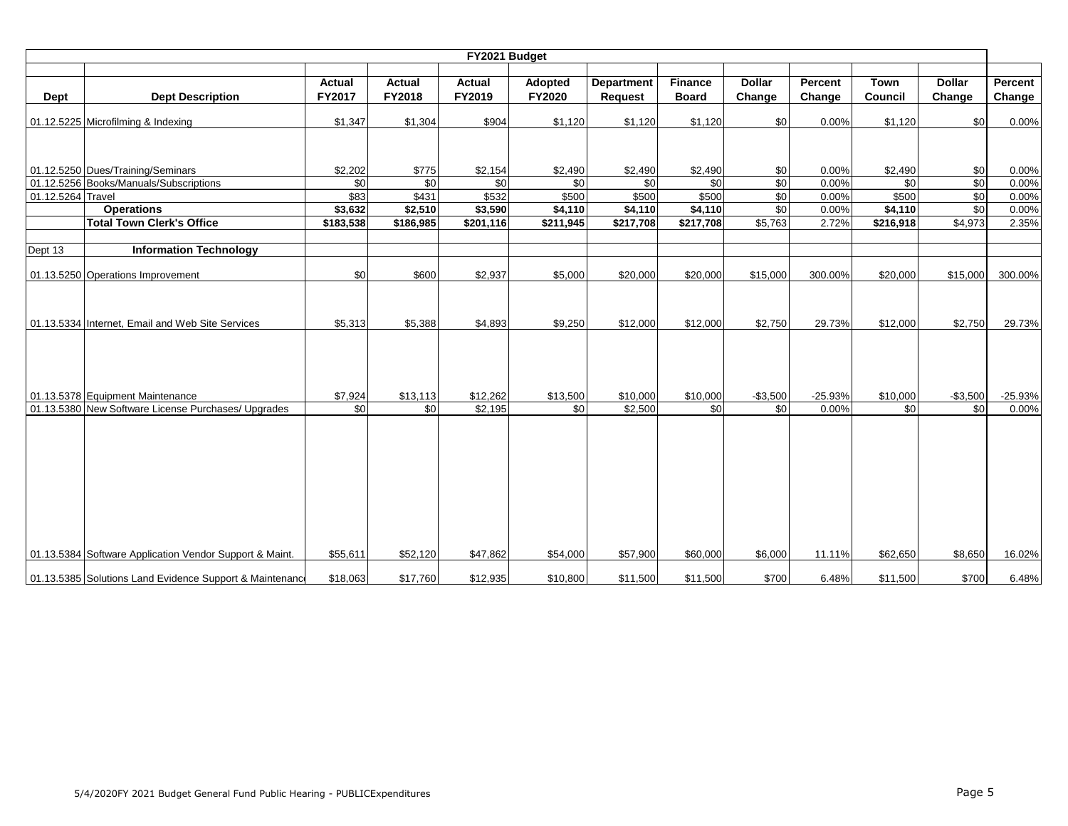| FY2021 Budget | | | | | | | | | | | | |
|---|---|---|---|---|---|---|---|---|---|---|---|---|
| Dept | Dept Description | Actual FY2017 | Actual FY2018 | Actual FY2019 | Adopted FY2020 | Department Request | Finance Board | Dollar Change | Percent Change | Town Council | Dollar Change | Percent Change |
| 01.12.5225 | Microfilming & Indexing | $1,347 | $1,304 | $904 | $1,120 | $1,120 | $1,120 | $0 | 0.00% | $1,120 | $0 | 0.00% |
| 01.12.5250 | Dues/Training/Seminars | $2,202 | $775 | $2,154 | $2,490 | $2,490 | $2,490 | $0 | 0.00% | $2,490 | $0 | 0.00% |
| 01.12.5256 | Books/Manuals/Subscriptions | $0 | $0 | $0 | $0 | $0 | $0 | $0 | 0.00% | $0 | $0 | 0.00% |
| 01.12.5264 | Travel | $83 | $431 | $532 | $500 | $500 | $500 | $0 | 0.00% | $500 | $0 | 0.00% |
| | **Operations** | **$3,632** | **$2,510** | **$3,590** | **$4,110** | **$4,110** | **$4,110** | $0 | 0.00% | **$4,110** | $0 | 0.00% |
| | **Total Town Clerk's Office** | **$183,538** | **$186,985** | **$201,116** | **$211,945** | **$217,708** | **$217,708** | $5,763 | 2.72% | **$216,918** | $4,973 | 2.35% |
| Dept 13 | **Information Technology** | | | | | | | | | | | |
| 01.13.5250 | Operations Improvement | $0 | $600 | $2,937 | $5,000 | $20,000 | $20,000 | $15,000 | 300.00% | $20,000 | $15,000 | 300.00% |
| 01.13.5334 | Internet, Email and Web Site Services | $5,313 | $5,388 | $4,893 | $9,250 | $12,000 | $12,000 | $2,750 | 29.73% | $12,000 | $2,750 | 29.73% |
| 01.13.5378 | Equipment Maintenance | $7,924 | $13,113 | $12,262 | $13,500 | $10,000 | $10,000 | -$3,500 | -25.93% | $10,000 | -$3,500 | -25.93% |
| 01.13.5380 | New Software License Purchases/ Upgrades | $0 | $0 | $2,195 | $0 | $2,500 | $0 | $0 | 0.00% | $0 | $0 | 0.00% |
| 01.13.5384 | Software Application Vendor Support & Maint. | $55,611 | $52,120 | $47,862 | $54,000 | $57,900 | $60,000 | $6,000 | 11.11% | $62,650 | $8,650 | 16.02% |
| 01.13.5385 | Solutions Land Evidence Support & Maintenance | $18,063 | $17,760 | $12,935 | $10,800 | $11,500 | $11,500 | $700 | 6.48% | $11,500 | $700 | 6.48% |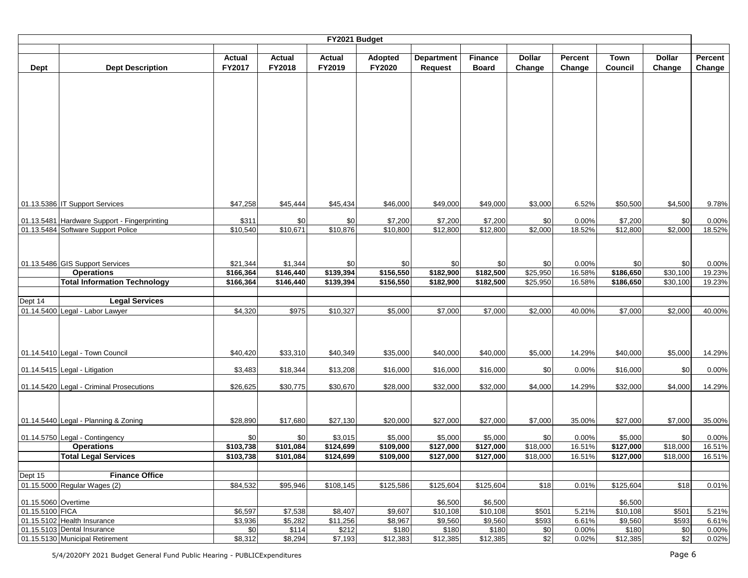| FY2021 Budget | | | | | | | | | | | | |
|---|---|---|---|---|---|---|---|---|---|---|---|---|
| Dept | Dept Description | Actual FY2017 | Actual FY2018 | Actual FY2019 | Adopted FY2020 | Department Request | Finance Board | Dollar Change | Percent Change | Town Council | Dollar Change | Percent Change |
| 01.13.5386 | IT Support Services | $47,258 | $45,444 | $45,434 | $46,000 | $49,000 | $49,000 | $3,000 | 6.52% | $50,500 | $4,500 | 9.78% |
| 01.13.5481 | Hardware Support - Fingerprinting | $311 | $0 | $0 | $7,200 | $7,200 | $7,200 | $0 | 0.00% | $7,200 | $0 | 0.00% |
| 01.13.5484 | Software Support Police | $10,540 | $10,671 | $10,876 | $10,800 | $12,800 | $12,800 | $2,000 | 18.52% | $12,800 | $2,000 | 18.52% |
| 01.13.5486 | GIS Support Services | $21,344 | $1,344 | $0 | $0 | $0 | $0 | $0 | 0.00% | $0 | $0 | 0.00% |
| | **Operations** | **$166,364** | **$146,440** | **$139,394** | **$156,550** | **$182,900** | **$182,500** | $25,950 | 16.58% | **$186,650** | $30,100 | 19.23% |
| | **Total Information Technology** | **$166,364** | **$146,440** | **$139,394** | **$156,550** | **$182,900** | **$182,500** | $25,950 | 16.58% | **$186,650** | $30,100 | 19.23% |
| Dept 14 | **Legal Services** | | | | | | | | | | | |
| 01.14.5400 | Legal - Labor Lawyer | $4,320 | $975 | $10,327 | $5,000 | $7,000 | $7,000 | $2,000 | 40.00% | $7,000 | $2,000 | 40.00% |
| 01.14.5410 | Legal - Town Council | $40,420 | $33,310 | $40,349 | $35,000 | $40,000 | $40,000 | $5,000 | 14.29% | $40,000 | $5,000 | 14.29% |
| 01.14.5415 | Legal - Litigation | $3,483 | $18,344 | $13,208 | $16,000 | $16,000 | $16,000 | $0 | 0.00% | $16,000 | $0 | 0.00% |
| 01.14.5420 | Legal - Criminal Prosecutions | $26,625 | $30,775 | $30,670 | $28,000 | $32,000 | $32,000 | $4,000 | 14.29% | $32,000 | $4,000 | 14.29% |
| 01.14.5440 | Legal - Planning & Zoning | $28,890 | $17,680 | $27,130 | $20,000 | $27,000 | $27,000 | $7,000 | 35.00% | $27,000 | $7,000 | 35.00% |
| 01.14.5750 | Legal - Contingency | $0 | $0 | $3,015 | $5,000 | $5,000 | $5,000 | $0 | 0.00% | $5,000 | $0 | 0.00% |
| | **Operations** | **$103,738** | **$101,084** | **$124,699** | **$109,000** | **$127,000** | **$127,000** | $18,000 | 16.51% | **$127,000** | $18,000 | 16.51% |
| | **Total Legal Services** | **$103,738** | **$101,084** | **$124,699** | **$109,000** | **$127,000** | **$127,000** | $18,000 | 16.51% | **$127,000** | $18,000 | 16.51% |
| Dept 15 | **Finance Office** | | | | | | | | | | | |
| 01.15.5000 | Regular Wages (2) | $84,532 | $95,946 | $108,145 | $125,586 | $125,604 | $125,604 | $18 | 0.01% | $125,604 | $18 | 0.01% |
| 01.15.5060 | Overtime | | | | | $6,500 | $6,500 | | | $6,500 | | |
| 01.15.5100 | FICA | $6,597 | $7,538 | $8,407 | $9,607 | $10,108 | $10,108 | $501 | 5.21% | $10,108 | $501 | 5.21% |
| 01.15.5102 | Health Insurance | $3,936 | $5,282 | $11,256 | $8,967 | $9,560 | $9,560 | $593 | 6.61% | $9,560 | $593 | 6.61% |
| 01.15.5103 | Dental Insurance | $0 | $114 | $212 | $180 | $180 | $180 | $0 | 0.00% | $180 | $0 | 0.00% |
| 01.15.5130 | Municipal Retirement | $8,312 | $8,294 | $7,193 | $12,383 | $12,385 | $12,385 | $2 | 0.02% | $12,385 | $2 | 0.02% |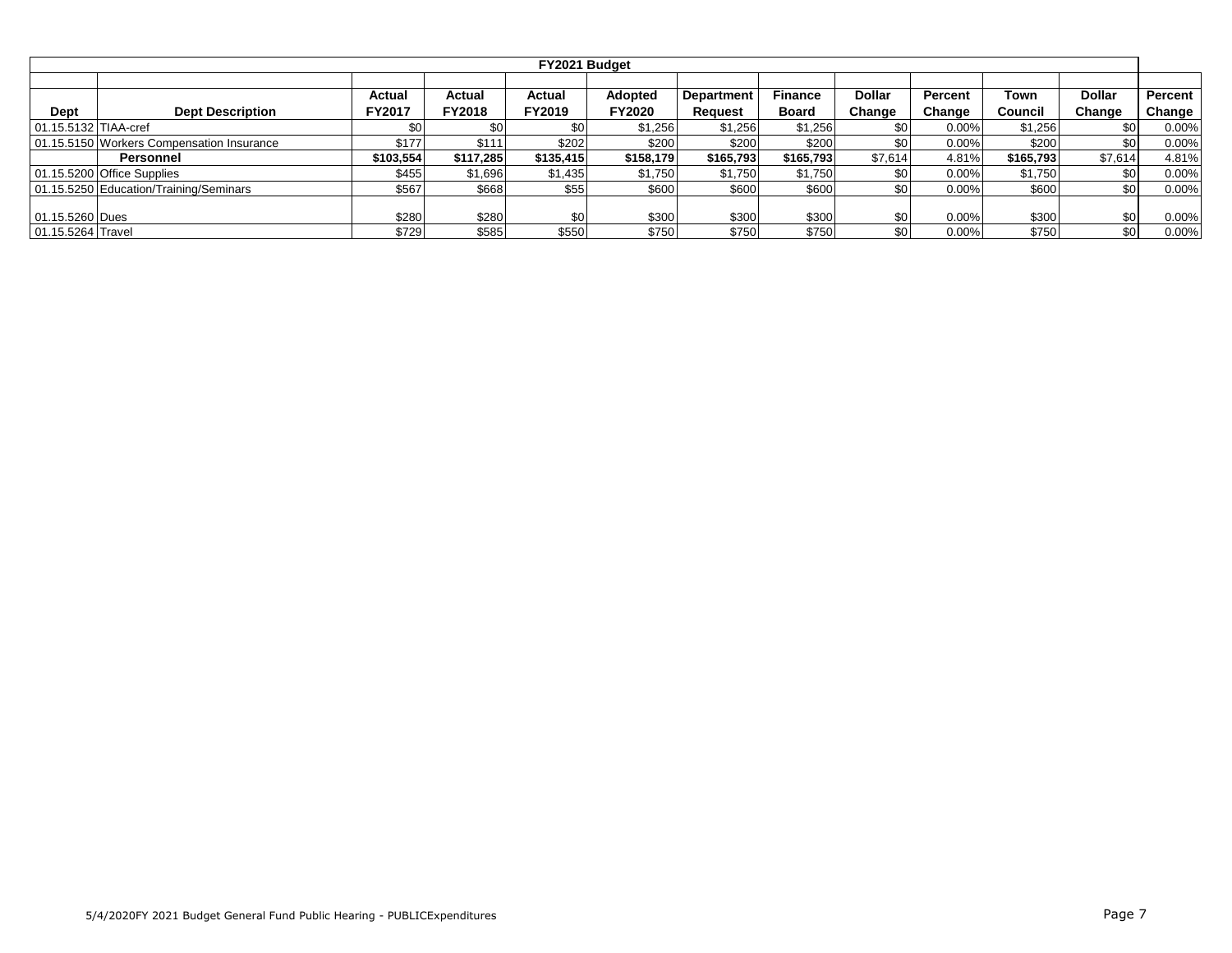| FY2021 Budget | | | | | | | | | | | | |
|---|---|---|---|---|---|---|---|---|---|---|---|---|
| | | | | | | | | | | | | |
| Dept | Dept Description | Actual FY2017 | Actual FY2018 | Actual FY2019 | Adopted FY2020 | Department Request | Finance Board | Dollar Change | Percent Change | Town Council | Dollar Change | Percent Change |
| 01.15.5132 | TIAA-cref | $0 | $0 | $0 | $1,256 | $1,256 | $1,256 | $0 | 0.00% | $1,256 | $0 | 0.00% |
| 01.15.5150 | Workers Compensation Insurance | $177 | $111 | $202 | $200 | $200 | $200 | $0 | 0.00% | $200 | $0 | 0.00% |
| | **Personnel** | **$103,554** | **$117,285** | **$135,415** | **$158,179** | **$165,793** | **$165,793** | $7,614 | 4.81% | **$165,793** | $7,614 | 4.81% |
| 01.15.5200 | Office Supplies | $455 | $1,696 | $1,435 | $1,750 | $1,750 | $1,750 | $0 | 0.00% | $1,750 | $0 | 0.00% |
| 01.15.5250 | Education/Training/Seminars | $567 | $668 | $55 | $600 | $600 | $600 | $0 | 0.00% | $600 | $0 | 0.00% |
| 01.15.5260 | Dues | $280 | $280 | $0 | $300 | $300 | $300 | $0 | 0.00% | $300 | $0 | 0.00% |
| 01.15.5264 | Travel | $729 | $585 | $550 | $750 | $750 | $750 | $0 | 0.00% | $750 | $0 | 0.00% |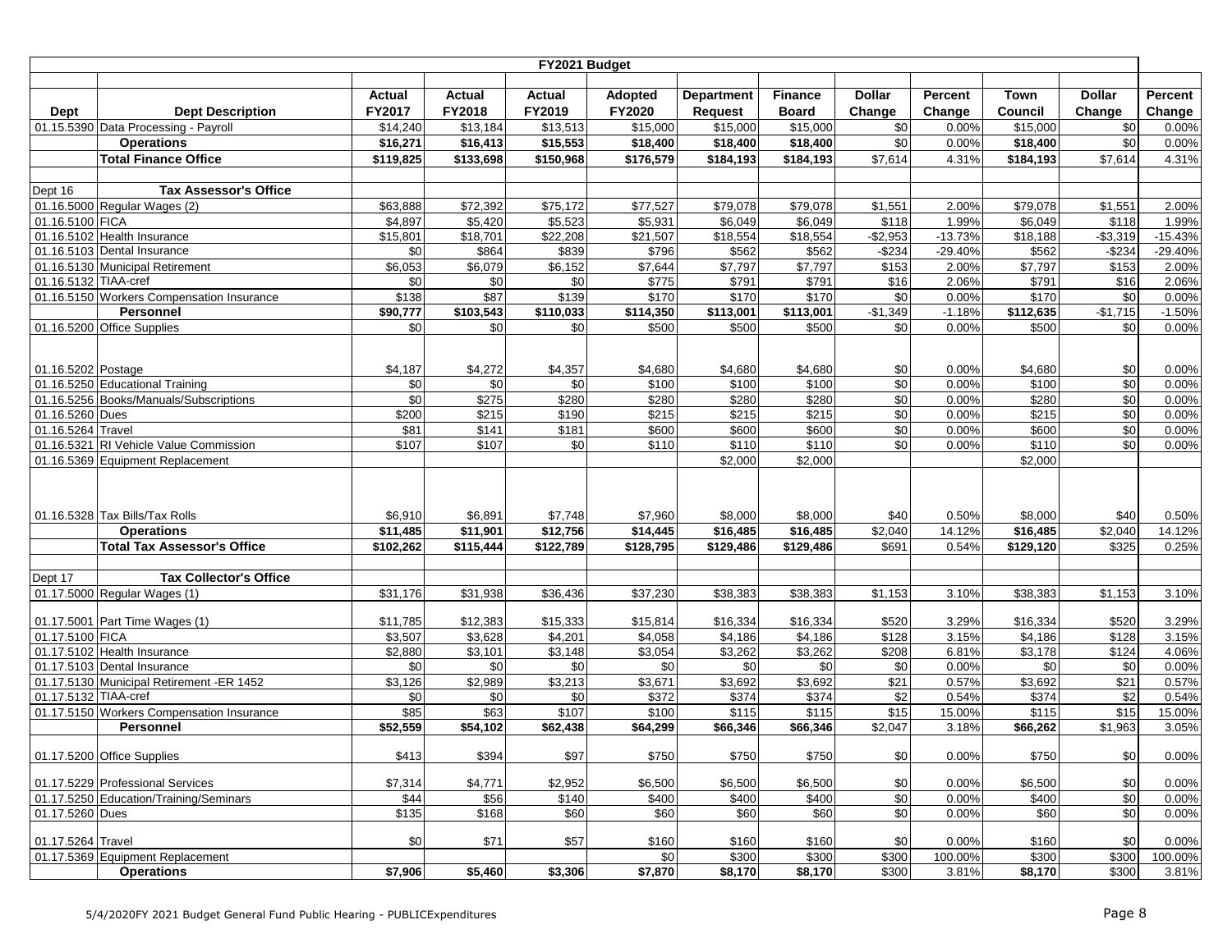| FY2021 Budget | | | | | | | | | | | | |
|---|---|---|---|---|---|---|---|---|---|---|---|---|
| **Dept** | **Dept Description** | **Actual FY2017** | **Actual FY2018** | **Actual FY2019** | **Adopted FY2020** | **Department Request** | **Finance Board** | **Dollar Change** | **Percent Change** | **Town Council** | **Dollar Change** | **Percent Change** |
| 01.15.5390 | Data Processing - Payroll | $14,240 | $13,184 | $13,513 | $15,000 | $15,000 | $15,000 | $0 | 0.00% | $15,000 | $0 | 0.00% |
| | **Operations** | **$16,271** | **$16,413** | **$15,553** | **$18,400** | **$18,400** | **$18,400** | $0 | 0.00% | **$18,400** | $0 | 0.00% |
| | **Total Finance Office** | **$119,825** | **$133,698** | **$150,968** | **$176,579** | **$184,193** | **$184,193** | $7,614 | 4.31% | **$184,193** | $7,614 | 4.31% |
| | | | | | | | | | | | | |
| Dept 16 | **Tax Assessor's Office** | | | | | | | | | | | |
| 01.16.5000 | Regular Wages (2) | $63,888 | $72,392 | $75,172 | $77,527 | $79,078 | $79,078 | $1,551 | 2.00% | $79,078 | $1,551 | 2.00% |
| 01.16.5100 | FICA | $4,897 | $5,420 | $5,523 | $5,931 | $6,049 | $6,049 | $118 | 1.99% | $6,049 | $118 | 1.99% |
| 01.16.5102 | Health Insurance | $15,801 | $18,701 | $22,208 | $21,507 | $18,554 | $18,554 | -$2,953 | -13.73% | $18,188 | -$3,319 | -15.43% |
| 01.16.5103 | Dental Insurance | $0 | $864 | $839 | $796 | $562 | $562 | -$234 | -29.40% | $562 | -$234 | -29.40% |
| 01.16.5130 | Municipal Retirement | $6,053 | $6,079 | $6,152 | $7,644 | $7,797 | $7,797 | $153 | 2.00% | $7,797 | $153 | 2.00% |
| 01.16.5132 | TIAA-cref | $0 | $0 | $0 | $775 | $791 | $791 | $16 | 2.06% | $791 | $16 | 2.06% |
| 01.16.5150 | Workers Compensation Insurance | $138 | $87 | $139 | $170 | $170 | $170 | $0 | 0.00% | $170 | $0 | 0.00% |
| | **Personnel** | **$90,777** | **$103,543** | **$110,033** | **$114,350** | **$113,001** | **$113,001** | -$1,349 | -1.18% | **$112,635** | -$1,715 | -1.50% |
| 01.16.5200 | Office Supplies | $0 | $0 | $0 | $500 | $500 | $500 | $0 | 0.00% | $500 | $0 | 0.00% |
| 01.16.5202 | Postage | $4,187 | $4,272 | $4,357 | $4,680 | $4,680 | $4,680 | $0 | 0.00% | $4,680 | $0 | 0.00% |
| 01.16.5250 | Educational Training | $0 | $0 | $0 | $100 | $100 | $100 | $0 | 0.00% | $100 | $0 | 0.00% |
| 01.16.5256 | Books/Manuals/Subscriptions | $0 | $275 | $280 | $280 | $280 | $280 | $0 | 0.00% | $280 | $0 | 0.00% |
| 01.16.5260 | Dues | $200 | $215 | $190 | $215 | $215 | $215 | $0 | 0.00% | $215 | $0 | 0.00% |
| 01.16.5264 | Travel | $81 | $141 | $181 | $600 | $600 | $600 | $0 | 0.00% | $600 | $0 | 0.00% |
| 01.16.5321 | RI Vehicle Value Commission | $107 | $107 | $0 | $110 | $110 | $110 | $0 | 0.00% | $110 | $0 | 0.00% |
| 01.16.5369 | Equipment Replacement | | | | | $2,000 | $2,000 | | | $2,000 | | |
| 01.16.5328 | Tax Bills/Tax Rolls | $6,910 | $6,891 | $7,748 | $7,960 | $8,000 | $8,000 | $40 | 0.50% | $8,000 | $40 | 0.50% |
| | **Operations** | **$11,485** | **$11,901** | **$12,756** | **$14,445** | **$16,485** | **$16,485** | $2,040 | 14.12% | **$16,485** | $2,040 | 14.12% |
| | **Total Tax Assessor's Office** | **$102,262** | **$115,444** | **$122,789** | **$128,795** | **$129,486** | **$129,486** | $691 | 0.54% | **$129,120** | $325 | 0.25% |
| | | | | | | | | | | | | |
| Dept 17 | **Tax Collector's Office** | | | | | | | | | | | |
| 01.17.5000 | Regular Wages (1) | $31,176 | $31,938 | $36,436 | $37,230 | $38,383 | $38,383 | $1,153 | 3.10% | $38,383 | $1,153 | 3.10% |
| 01.17.5001 | Part Time Wages (1) | $11,785 | $12,383 | $15,333 | $15,814 | $16,334 | $16,334 | $520 | 3.29% | $16,334 | $520 | 3.29% |
| 01.17.5100 | FICA | $3,507 | $3,628 | $4,201 | $4,058 | $4,186 | $4,186 | $128 | 3.15% | $4,186 | $128 | 3.15% |
| 01.17.5102 | Health Insurance | $2,880 | $3,101 | $3,148 | $3,054 | $3,262 | $3,262 | $208 | 6.81% | $3,178 | $124 | 4.06% |
| 01.17.5103 | Dental Insurance | $0 | $0 | $0 | $0 | $0 | $0 | $0 | 0.00% | $0 | $0 | 0.00% |
| 01.17.5130 | Municipal Retirement -ER 1452 | $3,126 | $2,989 | $3,213 | $3,671 | $3,692 | $3,692 | $21 | 0.57% | $3,692 | $21 | 0.57% |
| 01.17.5132 | TIAA-cref | $0 | $0 | $0 | $372 | $374 | $374 | $2 | 0.54% | $374 | $2 | 0.54% |
| 01.17.5150 | Workers Compensation Insurance | $85 | $63 | $107 | $100 | $115 | $115 | $15 | 15.00% | $115 | $15 | 15.00% |
| | **Personnel** | **$52,559** | **$54,102** | **$62,438** | **$64,299** | **$66,346** | **$66,346** | $2,047 | 3.18% | **$66,262** | $1,963 | 3.05% |
| 01.17.5200 | Office Supplies | $413 | $394 | $97 | $750 | $750 | $750 | $0 | 0.00% | $750 | $0 | 0.00% |
| 01.17.5229 | Professional Services | $7,314 | $4,771 | $2,952 | $6,500 | $6,500 | $6,500 | $0 | 0.00% | $6,500 | $0 | 0.00% |
| 01.17.5250 | Education/Training/Seminars | $44 | $56 | $140 | $400 | $400 | $400 | $0 | 0.00% | $400 | $0 | 0.00% |
| 01.17.5260 | Dues | $135 | $168 | $60 | $60 | $60 | $60 | $0 | 0.00% | $60 | $0 | 0.00% |
| 01.17.5264 | Travel | $0 | $71 | $57 | $160 | $160 | $160 | $0 | 0.00% | $160 | $0 | 0.00% |
| 01.17.5369 | Equipment Replacement | | | | $0 | $300 | $300 | $300 | 100.00% | $300 | $300 | 100.00% |
| | **Operations** | **$7,906** | **$5,460** | **$3,306** | **$7,870** | **$8,170** | **$8,170** | $300 | 3.81% | **$8,170** | $300 | 3.81% |

5/4/2020FY 2021 Budget General Fund Public Hearing - PUBLICExpenditures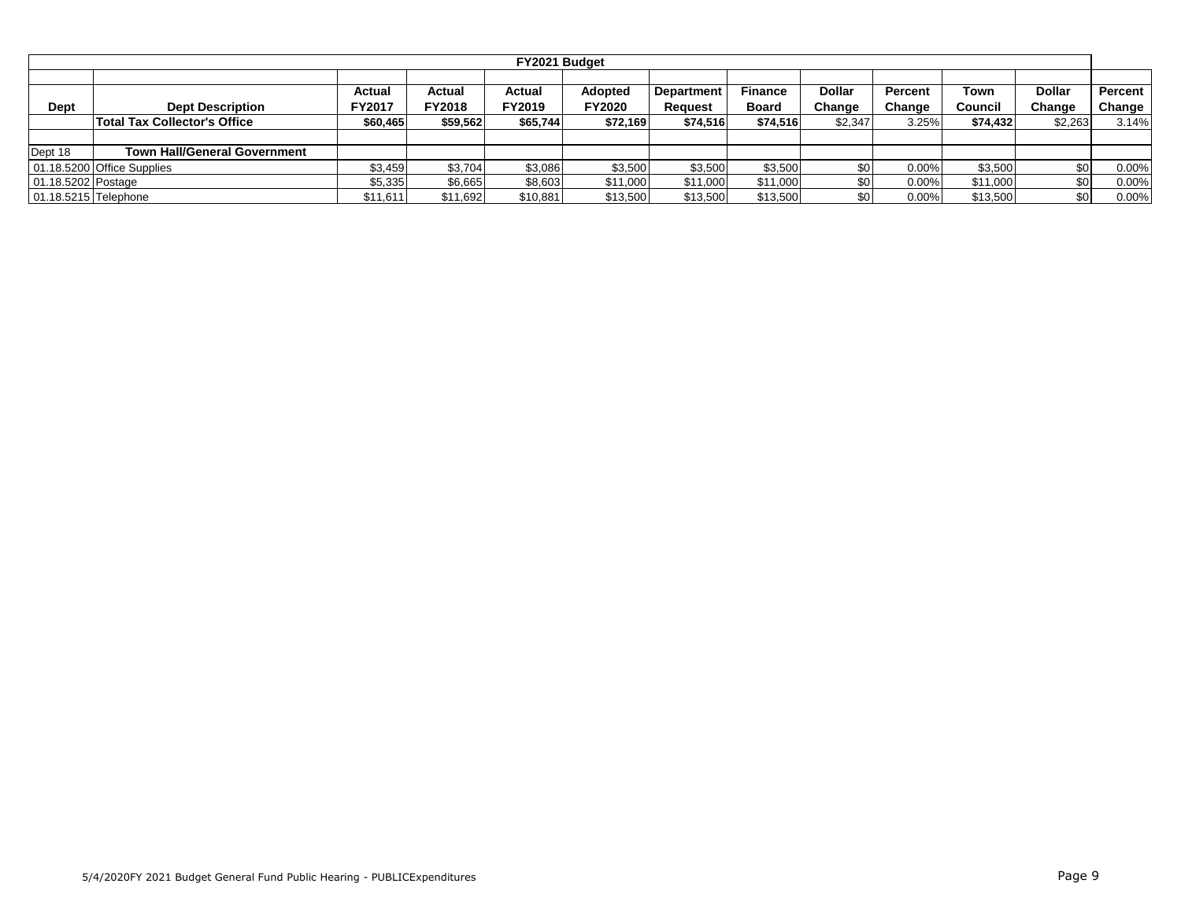| FY2021 Budget | | | | | | | | | | | | |
|---|---|---|---|---|---|---|---|---|---|---|---|---|
| | | | | | | | | | | | | |
| **Dept** | **Dept Description** | **Actual FY2017** | **Actual FY2018** | **Actual FY2019** | **Adopted FY2020** | **Department Request** | **Finance Board** | **Dollar Change** | **Percent Change** | **Town Council** | **Dollar Change** | **Percent Change** |
| | **Total Tax Collector's Office** | **$60,465** | **$59,562** | **$65,744** | **$72,169** | **$74,516** | **$74,516** | $2,347 | 3.25% | **$74,432** | $2,263 | 3.14% |
| | | | | | | | | | | | | |
| Dept 18 | **Town Hall/General Government** | | | | | | | | | | | |
| 01.18.5200 | Office Supplies | $3,459 | $3,704 | $3,086 | $3,500 | $3,500 | $3,500 | $0 | 0.00% | $3,500 | $0 | 0.00% |
| 01.18.5202 | Postage | $5,335 | $6,665 | $8,603 | $11,000 | $11,000 | $11,000 | $0 | 0.00% | $11,000 | $0 | 0.00% |
| 01.18.5215 | Telephone | $11,611 | $11,692 | $10,881 | $13,500 | $13,500 | $13,500 | $0 | 0.00% | $13,500 | $0 | 0.00% |

5/4/2020FY 2021 Budget General Fund Public Hearing - PUBLICExpenditures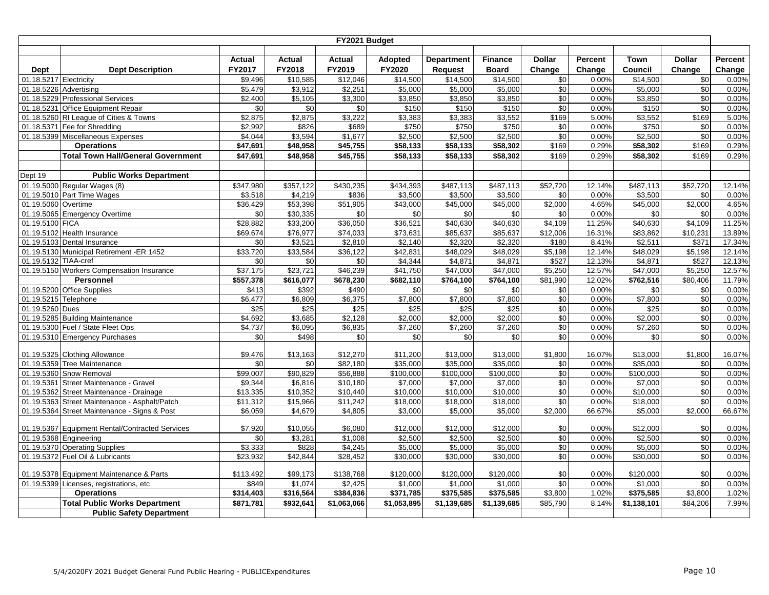| FY2021 Budget | | | | | | | | | | | | |
|---|---|---|---|---|---|---|---|---|---|---|---|---|
| **Dept** | **Dept Description** | **Actual FY2017** | **Actual FY2018** | **Actual FY2019** | **Adopted FY2020** | **Department Request** | **Finance Board** | **Dollar Change** | **Percent Change** | **Town Council** | **Dollar Change** | **Percent Change** |
| 01.18.5217 | Electricity | $9,496 | $10,585 | $12,046 | $14,500 | $14,500 | $14,500 | $0 | 0.00% | $14,500 | $0 | 0.00% |
| 01.18.5226 | Advertising | $5,479 | $3,912 | $2,251 | $5,000 | $5,000 | $5,000 | $0 | 0.00% | $5,000 | $0 | 0.00% |
| 01.18.5229 | Professional Services | $2,400 | $5,105 | $3,300 | $3,850 | $3,850 | $3,850 | $0 | 0.00% | $3,850 | $0 | 0.00% |
| 01.18.5231 | Office Equipment Repair | $0 | $0 | $0 | $150 | $150 | $150 | $0 | 0.00% | $150 | $0 | 0.00% |
| 01.18.5260 | RI League of Cities & Towns | $2,875 | $2,875 | $3,222 | $3,383 | $3,383 | $3,552 | $169 | 5.00% | $3,552 | $169 | 5.00% |
| 01.18.5371 | Fee for Shredding | $2,992 | $826 | $689 | $750 | $750 | $750 | $0 | 0.00% | $750 | $0 | 0.00% |
| 01.18.5399 | Miscellaneous Expenses | $4,044 | $3,594 | $1,677 | $2,500 | $2,500 | $2,500 | $0 | 0.00% | $2,500 | $0 | 0.00% |
| | **Operations** | **$47,691** | **$48,958** | **$45,755** | **$58,133** | **$58,133** | **$58,302** | $169 | 0.29% | **$58,302** | $169 | 0.29% |
| | **Total Town Hall/General Government** | **$47,691** | **$48,958** | **$45,755** | **$58,133** | **$58,133** | **$58,302** | $169 | 0.29% | **$58,302** | $169 | 0.29% |
| | | | | | | | | | | | | |
| Dept 19 | **Public Works Department** | | | | | | | | | | | |
| 01.19.5000 | Regular Wages (8) | $347,980 | $357,122 | $430,235 | $434,393 | $487,113 | $487,113 | $52,720 | 12.14% | $487,113 | $52,720 | 12.14% |
| 01.19.5010 | Part Time Wages | $3,518 | $4,219 | $836 | $3,500 | $3,500 | $3,500 | $0 | 0.00% | $3,500 | $0 | 0.00% |
| 01.19.5060 | Overtime | $36,429 | $53,398 | $51,905 | $43,000 | $45,000 | $45,000 | $2,000 | 4.65% | $45,000 | $2,000 | 4.65% |
| 01.19.5065 | Emergency Overtime | $0 | $30,335 | $0 | $0 | $0 | $0 | $0 | 0.00% | $0 | $0 | 0.00% |
| 01.19.5100 | FICA | $28,882 | $33,200 | $36,050 | $36,521 | $40,630 | $40,630 | $4,109 | 11.25% | $40,630 | $4,109 | 11.25% |
| 01.19.5102 | Health Insurance | $69,674 | $76,977 | $74,033 | $73,631 | $85,637 | $85,637 | $12,006 | 16.31% | $83,862 | $10,231 | 13.89% |
| 01.19.5103 | Dental Insurance | $0 | $3,521 | $2,810 | $2,140 | $2,320 | $2,320 | $180 | 8.41% | $2,511 | $371 | 17.34% |
| 01.19.5130 | Municipal Retirement -ER 1452 | $33,720 | $33,584 | $36,122 | $42,831 | $48,029 | $48,029 | $5,198 | 12.14% | $48,029 | $5,198 | 12.14% |
| 01.19.5132 | TIAA-cref | $0 | $0 | $0 | $4,344 | $4,871 | $4,871 | $527 | 12.13% | $4,871 | $527 | 12.13% |
| 01.19.5150 | Workers Compensation Insurance | $37,175 | $23,721 | $46,239 | $41,750 | $47,000 | $47,000 | $5,250 | 12.57% | $47,000 | $5,250 | 12.57% |
| | **Personnel** | **$557,378** | **$616,077** | **$678,230** | **$682,110** | **$764,100** | **$764,100** | $81,990 | 12.02% | **$762,516** | $80,406 | 11.79% |
| 01.19.5200 | Office Supplies | $413 | $392 | $490 | $0 | $0 | $0 | $0 | 0.00% | $0 | $0 | 0.00% |
| 01.19.5215 | Telephone | $6,477 | $6,809 | $6,375 | $7,800 | $7,800 | $7,800 | $0 | 0.00% | $7,800 | $0 | 0.00% |
| 01.19.5260 | Dues | $25 | $25 | $25 | $25 | $25 | $25 | $0 | 0.00% | $25 | $0 | 0.00% |
| 01.19.5285 | Building Maintenance | $4,692 | $3,685 | $2,128 | $2,000 | $2,000 | $2,000 | $0 | 0.00% | $2,000 | $0 | 0.00% |
| 01.19.5300 | Fuel / State Fleet Ops | $4,737 | $6,095 | $6,835 | $7,260 | $7,260 | $7,260 | $0 | 0.00% | $7,260 | $0 | 0.00% |
| 01.19.5310 | Emergency Purchases | $0 | $498 | $0 | $0 | $0 | $0 | $0 | 0.00% | $0 | $0 | 0.00% |
| 01.19.5325 | Clothing Allowance | $9,476 | $13,163 | $12,270 | $11,200 | $13,000 | $13,000 | $1,800 | 16.07% | $13,000 | $1,800 | 16.07% |
| 01.19.5359 | Tree Maintenance | $0 | $0 | $82,180 | $35,000 | $35,000 | $35,000 | $0 | 0.00% | $35,000 | $0 | 0.00% |
| 01.19.5360 | Snow Removal | $99,007 | $90,829 | $56,888 | $100,000 | $100,000 | $100,000 | $0 | 0.00% | $100,000 | $0 | 0.00% |
| 01.19.5361 | Street Maintenance - Gravel | $9,344 | $6,816 | $10,180 | $7,000 | $7,000 | $7,000 | $0 | 0.00% | $7,000 | $0 | 0.00% |
| 01.19.5362 | Street Maintenance - Drainage | $13,335 | $10,352 | $10,440 | $10,000 | $10,000 | $10,000 | $0 | 0.00% | $10,000 | $0 | 0.00% |
| 01.19.5363 | Street Maintenance - Asphalt/Patch | $11,312 | $15,966 | $11,242 | $18,000 | $18,000 | $18,000 | $0 | 0.00% | $18,000 | $0 | 0.00% |
| 01.19.5364 | Street Maintenance - Signs & Post | $6,059 | $4,679 | $4,805 | $3,000 | $5,000 | $5,000 | $2,000 | 66.67% | $5,000 | $2,000 | 66.67% |
| 01.19.5367 | Equipment Rental/Contracted Services | $7,920 | $10,055 | $6,080 | $12,000 | $12,000 | $12,000 | $0 | 0.00% | $12,000 | $0 | 0.00% |
| 01.19.5368 | Engineering | $0 | $3,281 | $1,008 | $2,500 | $2,500 | $2,500 | $0 | 0.00% | $2,500 | $0 | 0.00% |
| 01.19.5370 | Operating Supplies | $3,333 | $828 | $4,245 | $5,000 | $5,000 | $5,000 | $0 | 0.00% | $5,000 | $0 | 0.00% |
| 01.19.5372 | Fuel Oil & Lubricants | $23,932 | $42,844 | $28,452 | $30,000 | $30,000 | $30,000 | $0 | 0.00% | $30,000 | $0 | 0.00% |
| 01.19.5378 | Equipment Maintenance & Parts | $113,492 | $99,173 | $138,768 | $120,000 | $120,000 | $120,000 | $0 | 0.00% | $120,000 | $0 | 0.00% |
| 01.19.5399 | Licenses, registrations, etc | $849 | $1,074 | $2,425 | $1,000 | $1,000 | $1,000 | $0 | 0.00% | $1,000 | $0 | 0.00% |
| | **Operations** | **$314,403** | **$316,564** | **$384,836** | **$371,785** | **$375,585** | **$375,585** | $3,800 | 1.02% | **$375,585** | $3,800 | 1.02% |
| | **Total Public Works Department** | **$871,781** | **$932,641** | **$1,063,066** | **$1,053,895** | **$1,139,685** | **$1,139,685** | $85,790 | 8.14% | **$1,138,101** | $84,206 | 7.99% |
| | **Public Safety Department** | | | | | | | | | | | |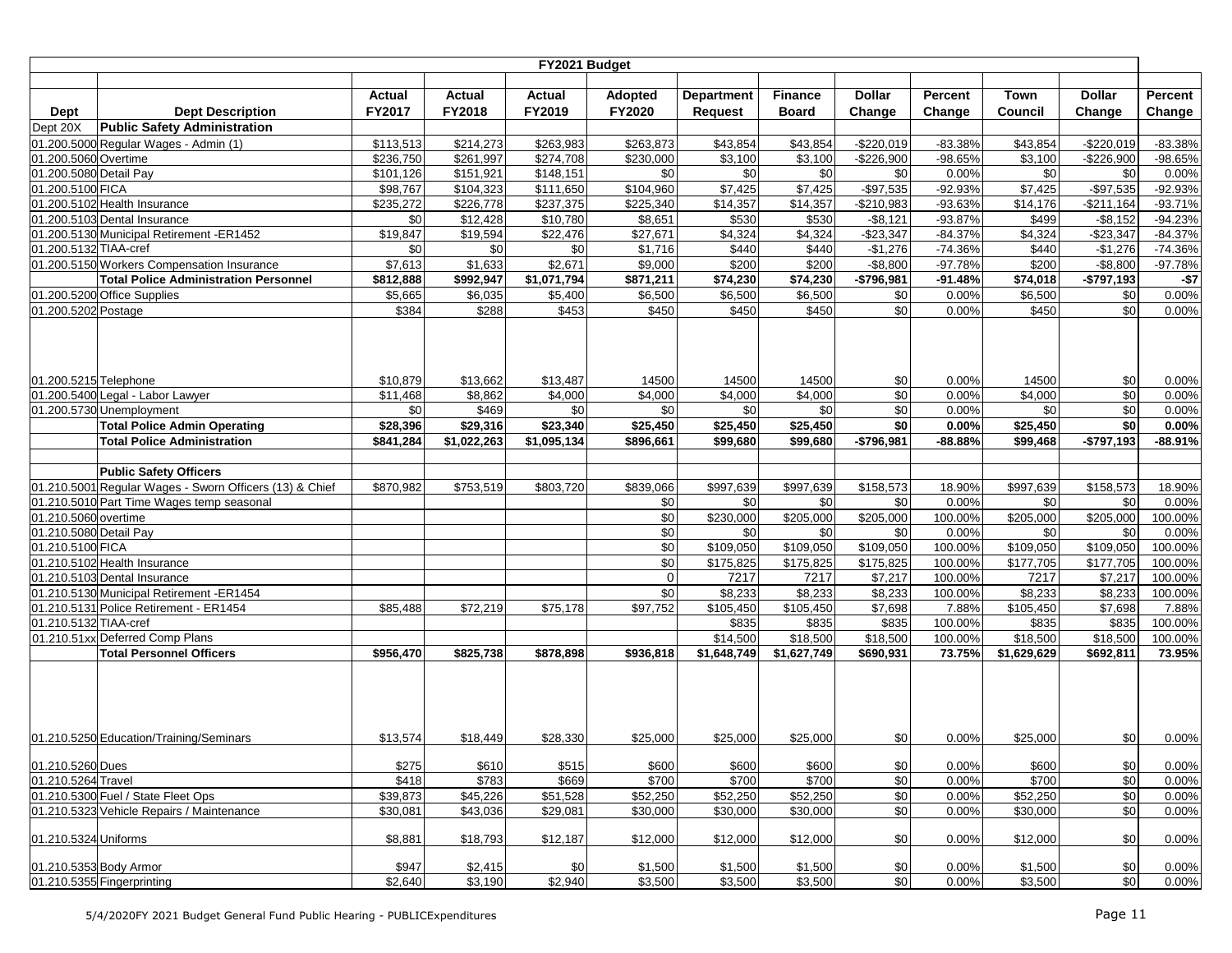| FY2021 Budget | | | | | | | | | | | | |
|---|---|---|---|---|---|---|---|---|---|---|---|---|
| Dept | Dept Description | Actual FY2017 | Actual FY2018 | Actual FY2019 | Adopted FY2020 | Department Request | Finance Board | Dollar Change | Percent Change | Town Council | Dollar Change | Percent Change |
| Dept 20X | **Public Safety Administration** | | | | | | | | | | | |
| 01.200.5000 | Regular Wages - Admin (1) | $113,513 | $214,273 | $263,983 | $263,873 | $43,854 | $43,854 | -$220,019 | -83.38% | $43,854 | -$220,019 | -83.38% |
| 01.200.5060 | Overtime | $236,750 | $261,997 | $274,708 | $230,000 | $3,100 | $3,100 | -$226,900 | -98.65% | $3,100 | -$226,900 | -98.65% |
| 01.200.5080 | Detail Pay | $101,126 | $151,921 | $148,151 | $0 | $0 | $0 | $0 | 0.00% | $0 | $0 | 0.00% |
| 01.200.5100 | FICA | $98,767 | $104,323 | $111,650 | $104,960 | $7,425 | $7,425 | -$97,535 | -92.93% | $7,425 | -$97,535 | -92.93% |
| 01.200.5102 | Health Insurance | $235,272 | $226,778 | $237,375 | $225,340 | $14,357 | $14,357 | -$210,983 | -93.63% | $14,176 | -$211,164 | -93.71% |
| 01.200.5103 | Dental Insurance | $0 | $12,428 | $10,780 | $8,651 | $530 | $530 | -$8,121 | -93.87% | $499 | -$8,152 | -94.23% |
| 01.200.5130 | Municipal Retirement -ER1452 | $19,847 | $19,594 | $22,476 | $27,671 | $4,324 | $4,324 | -$23,347 | -84.37% | $4,324 | -$23,347 | -84.37% |
| 01.200.5132 | TIAA-cref | $0 | $0 | $0 | $1,716 | $440 | $440 | -$1,276 | -74.36% | $440 | -$1,276 | -74.36% |
| 01.200.5150 | Workers Compensation Insurance | $7,613 | $1,633 | $2,671 | $9,000 | $200 | $200 | -$8,800 | -97.78% | $200 | -$8,800 | -97.78% |
| | **Total Police Administration Personnel** | **$812,888** | **$992,947** | **$1,071,794** | **$871,211** | **$74,230** | **$74,230** | **-$796,981** | **-91.48%** | **$74,018** | **-$797,193** | **-$7** |
| 01.200.5200 | Office Supplies | $5,665 | $6,035 | $5,400 | $6,500 | $6,500 | $6,500 | $0 | 0.00% | $6,500 | $0 | 0.00% |
| 01.200.5202 | Postage | $384 | $288 | $453 | $450 | $450 | $450 | $0 | 0.00% | $450 | $0 | 0.00% |
| 01.200.5215 | Telephone | $10,879 | $13,662 | $13,487 | 14500 | 14500 | 14500 | $0 | 0.00% | 14500 | $0 | 0.00% |
| 01.200.5400 | Legal - Labor Lawyer | $11,468 | $8,862 | $4,000 | $4,000 | $4,000 | $4,000 | $0 | 0.00% | $4,000 | $0 | 0.00% |
| 01.200.5730 | Unemployment | $0 | $469 | $0 | $0 | $0 | $0 | $0 | 0.00% | $0 | $0 | 0.00% |
| | **Total Police Admin Operating** | **$28,396** | **$29,316** | **$23,340** | **$25,450** | **$25,450** | **$25,450** | **$0** | **0.00%** | **$25,450** | **$0** | **0.00%** |
| | **Total Police Administration** | **$841,284** | **$1,022,263** | **$1,095,134** | **$896,661** | **$99,680** | **$99,680** | **-$796,981** | **-88.88%** | **$99,468** | **-$797,193** | **-88.91%** |
| | | | | | | | | | | | | |
| | **Public Safety Officers** | | | | | | | | | | | |
| 01.210.5001 | Regular Wages - Sworn Officers (13) & Chief | $870,982 | $753,519 | $803,720 | $839,066 | $997,639 | $997,639 | $158,573 | 18.90% | $997,639 | $158,573 | 18.90% |
| 01.210.5010 | Part Time Wages temp seasonal | | | | $0 | $0 | $0 | $0 | 0.00% | $0 | $0 | 0.00% |
| 01.210.5060 | overtime | | | | $0 | $230,000 | $205,000 | $205,000 | 100.00% | $205,000 | $205,000 | 100.00% |
| 01.210.5080 | Detail Pay | | | | $0 | $0 | $0 | $0 | 0.00% | $0 | $0 | 0.00% |
| 01.210.5100 | FICA | | | | $0 | $109,050 | $109,050 | $109,050 | 100.00% | $109,050 | $109,050 | 100.00% |
| 01.210.5102 | Health Insurance | | | | $0 | $175,825 | $175,825 | $175,825 | 100.00% | $177,705 | $177,705 | 100.00% |
| 01.210.5103 | Dental Insurance | | | | 0 | 7217 | 7217 | $7,217 | 100.00% | 7217 | $7,217 | 100.00% |
| 01.210.5130 | Municipal Retirement -ER1454 | | | | $0 | $8,233 | $8,233 | $8,233 | 100.00% | $8,233 | $8,233 | 100.00% |
| 01.210.5131 | Police Retirement - ER1454 | $85,488 | $72,219 | $75,178 | $97,752 | $105,450 | $105,450 | $7,698 | 7.88% | $105,450 | $7,698 | 7.88% |
| 01.210.5132 | TIAA-cref | | | | | $835 | $835 | $835 | 100.00% | $835 | $835 | 100.00% |
| 01.210.51xx | Deferred Comp Plans | | | | | $14,500 | $18,500 | $18,500 | 100.00% | $18,500 | $18,500 | 100.00% |
| | **Total Personnel Officers** | **$956,470** | **$825,738** | **$878,898** | **$936,818** | **$1,648,749** | **$1,627,749** | **$690,931** | **73.75%** | **$1,629,629** | **$692,811** | **73.95%** |
| 01.210.5250 | Education/Training/Seminars | $13,574 | $18,449 | $28,330 | $25,000 | $25,000 | $25,000 | $0 | 0.00% | $25,000 | $0 | 0.00% |
| 01.210.5260 | Dues | $275 | $610 | $515 | $600 | $600 | $600 | $0 | 0.00% | $600 | $0 | 0.00% |
| 01.210.5264 | Travel | $418 | $783 | $669 | $700 | $700 | $700 | $0 | 0.00% | $700 | $0 | 0.00% |
| 01.210.5300 | Fuel / State Fleet Ops | $39,873 | $45,226 | $51,528 | $52,250 | $52,250 | $52,250 | $0 | 0.00% | $52,250 | $0 | 0.00% |
| 01.210.5323 | Vehicle Repairs / Maintenance | $30,081 | $43,036 | $29,081 | $30,000 | $30,000 | $30,000 | $0 | 0.00% | $30,000 | $0 | 0.00% |
| 01.210.5324 | Uniforms | $8,881 | $18,793 | $12,187 | $12,000 | $12,000 | $12,000 | $0 | 0.00% | $12,000 | $0 | 0.00% |
| 01.210.5353 | Body Armor | $947 | $2,415 | $0 | $1,500 | $1,500 | $1,500 | $0 | 0.00% | $1,500 | $0 | 0.00% |
| 01.210.5355 | Fingerprinting | $2,640 | $3,190 | $2,940 | $3,500 | $3,500 | $3,500 | $0 | 0.00% | $3,500 | $0 | 0.00% |

5/4/2020FY 2021 Budget General Fund Public Hearing - PUBLICExpenditures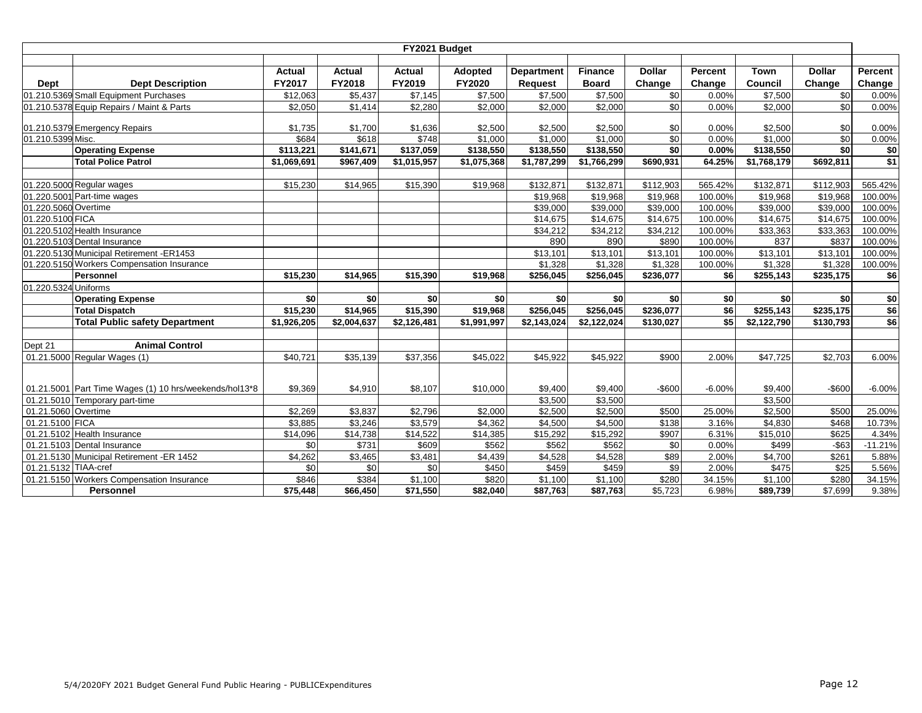| FY2021 Budget | | | | | | | | | | | | |
|---|---|---|---|---|---|---|---|---|---|---|---|---|
| **Dept** | **Dept Description** | **Actual FY2017** | **Actual FY2018** | **Actual FY2019** | **Adopted FY2020** | **Department Request** | **Finance Board** | **Dollar Change** | **Percent Change** | **Town Council** | **Dollar Change** | **Percent Change** |
| 01.210.5369 | Small Equipment Purchases | $12,063 | $5,437 | $7,145 | $7,500 | $7,500 | $7,500 | $0 | 0.00% | $7,500 | $0 | 0.00% |
| 01.210.5378 | Equip Repairs / Maint & Parts | $2,050 | $1,414 | $2,280 | $2,000 | $2,000 | $2,000 | $0 | 0.00% | $2,000 | $0 | 0.00% |
| 01.210.5379 | Emergency Repairs | $1,735 | $1,700 | $1,636 | $2,500 | $2,500 | $2,500 | $0 | 0.00% | $2,500 | $0 | 0.00% |
| 01.210.5399 | Misc. | $684 | $618 | $748 | $1,000 | $1,000 | $1,000 | $0 | 0.00% | $1,000 | $0 | 0.00% |
| | **Operating Expense** | **$113,221** | **$141,671** | **$137,059** | **$138,550** | **$138,550** | **$138,550** | **$0** | **0.00%** | **$138,550** | **$0** | **$0** |
| | **Total Police Patrol** | **$1,069,691** | **$967,409** | **$1,015,957** | **$1,075,368** | **$1,787,299** | **$1,766,299** | **$690,931** | **64.25%** | **$1,768,179** | **$692,811** | **$1** |
| 01.220.5000 | Regular wages | $15,230 | $14,965 | $15,390 | $19,968 | $132,871 | $132,871 | $112,903 | 565.42% | $132,871 | $112,903 | 565.42% |
| 01.220.5001 | Part-time wages | | | | | $19,968 | $19,968 | $19,968 | 100.00% | $19,968 | $19,968 | 100.00% |
| 01.220.5060 | Overtime | | | | | $39,000 | $39,000 | $39,000 | 100.00% | $39,000 | $39,000 | 100.00% |
| 01.220.5100 | FICA | | | | | $14,675 | $14,675 | $14,675 | 100.00% | $14,675 | $14,675 | 100.00% |
| 01.220.5102 | Health Insurance | | | | | $34,212 | $34,212 | $34,212 | 100.00% | $33,363 | $33,363 | 100.00% |
| 01.220.5103 | Dental Insurance | | | | | 890 | 890 | $890 | 100.00% | 837 | $837 | 100.00% |
| 01.220.5130 | Municipal Retirement -ER1453 | | | | | $13,101 | $13,101 | $13,101 | 100.00% | $13,101 | $13,101 | 100.00% |
| 01.220.5150 | Workers Compensation Insurance | | | | | $1,328 | $1,328 | $1,328 | 100.00% | $1,328 | $1,328 | 100.00% |
| | **Personnel** | **$15,230** | **$14,965** | **$15,390** | **$19,968** | **$256,045** | **$256,045** | **$236,077** | **$6** | **$255,143** | **$235,175** | **$6** |
| 01.220.5324 | Uniforms | | | | | | | | | | | |
| | **Operating Expense** | **$0** | **$0** | **$0** | **$0** | **$0** | **$0** | **$0** | **$0** | **$0** | **$0** | **$0** |
| | **Total Dispatch** | **$15,230** | **$14,965** | **$15,390** | **$19,968** | **$256,045** | **$256,045** | **$236,077** | **$6** | **$255,143** | **$235,175** | **$6** |
| | **Total Public safety Department** | **$1,926,205** | **$2,004,637** | **$2,126,481** | **$1,991,997** | **$2,143,024** | **$2,122,024** | **$130,027** | **$5** | **$2,122,790** | **$130,793** | **$6** |
| Dept 21 | **Animal Control** | | | | | | | | | | | |
| 01.21.5000 | Regular Wages (1) | $40,721 | $35,139 | $37,356 | $45,022 | $45,922 | $45,922 | $900 | 2.00% | $47,725 | $2,703 | 6.00% |
| 01.21.5001 | Part Time Wages (1) 10 hrs/weekends/hol13*8 | $9,369 | $4,910 | $8,107 | $10,000 | $9,400 | $9,400 | -$600 | -6.00% | $9,400 | -$600 | -6.00% |
| 01.21.5010 | Temporary part-time | | | | | $3,500 | $3,500 | | | $3,500 | | |
| 01.21.5060 | Overtime | $2,269 | $3,837 | $2,796 | $2,000 | $2,500 | $2,500 | $500 | 25.00% | $2,500 | $500 | 25.00% |
| 01.21.5100 | FICA | $3,885 | $3,246 | $3,579 | $4,362 | $4,500 | $4,500 | $138 | 3.16% | $4,830 | $468 | 10.73% |
| 01.21.5102 | Health Insurance | $14,096 | $14,738 | $14,522 | $14,385 | $15,292 | $15,292 | $907 | 6.31% | $15,010 | $625 | 4.34% |
| 01.21.5103 | Dental Insurance | $0 | $731 | $609 | $562 | $562 | $562 | $0 | 0.00% | $499 | -$63 | -11.21% |
| 01.21.5130 | Municipal Retirement -ER 1452 | $4,262 | $3,465 | $3,481 | $4,439 | $4,528 | $4,528 | $89 | 2.00% | $4,700 | $261 | 5.88% |
| 01.21.5132 | TIAA-cref | $0 | $0 | $0 | $450 | $459 | $459 | $9 | 2.00% | $475 | $25 | 5.56% |
| 01.21.5150 | Workers Compensation Insurance | $846 | $384 | $1,100 | $820 | $1,100 | $1,100 | $280 | 34.15% | $1,100 | $280 | 34.15% |
| | **Personnel** | **$75,448** | **$66,450** | **$71,550** | **$82,040** | **$87,763** | **$87,763** | $5,723 | 6.98% | **$89,739** | $7,699 | 9.38% |

5/4/2020FY 2021 Budget General Fund Public Hearing - PUBLICExpenditures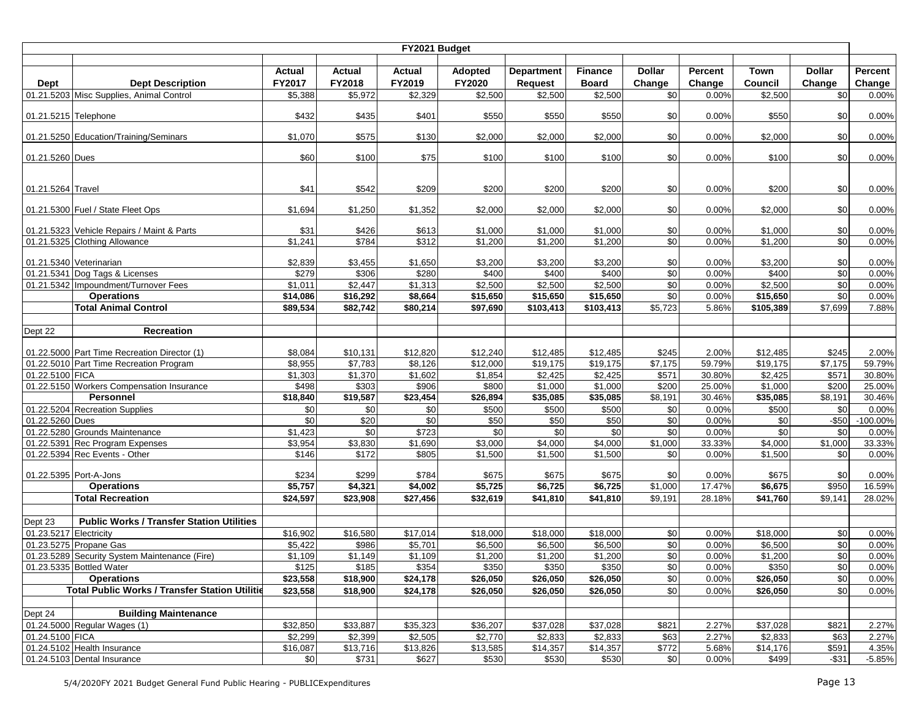| FY2021 Budget | | | | | | | | | | | | |
|---|---|---|---|---|---|---|---|---|---|---|---|---|
| **Dept** | **Dept Description** | **Actual FY2017** | **Actual FY2018** | **Actual FY2019** | **Adopted FY2020** | **Department Request** | **Finance Board** | **Dollar Change** | **Percent Change** | **Town Council** | **Dollar Change** | **Percent Change** |
| 01.21.5203 | Misc Supplies, Animal Control | $5,388 | $5,972 | $2,329 | $2,500 | $2,500 | $2,500 | $0 | 0.00% | $2,500 | $0 | 0.00% |
| 01.21.5215 | Telephone | $432 | $435 | $401 | $550 | $550 | $550 | $0 | 0.00% | $550 | $0 | 0.00% |
| 01.21.5250 | Education/Training/Seminars | $1,070 | $575 | $130 | $2,000 | $2,000 | $2,000 | $0 | 0.00% | $2,000 | $0 | 0.00% |
| 01.21.5260 | Dues | $60 | $100 | $75 | $100 | $100 | $100 | $0 | 0.00% | $100 | $0 | 0.00% |
| 01.21.5264 | Travel | $41 | $542 | $209 | $200 | $200 | $200 | $0 | 0.00% | $200 | $0 | 0.00% |
| 01.21.5300 | Fuel / State Fleet Ops | $1,694 | $1,250 | $1,352 | $2,000 | $2,000 | $2,000 | $0 | 0.00% | $2,000 | $0 | 0.00% |
| 01.21.5323 | Vehicle Repairs / Maint & Parts | $31 | $426 | $613 | $1,000 | $1,000 | $1,000 | $0 | 0.00% | $1,000 | $0 | 0.00% |
| 01.21.5325 | Clothing Allowance | $1,241 | $784 | $312 | $1,200 | $1,200 | $1,200 | $0 | 0.00% | $1,200 | $0 | 0.00% |
| 01.21.5340 | Veterinarian | $2,839 | $3,455 | $1,650 | $3,200 | $3,200 | $3,200 | $0 | 0.00% | $3,200 | $0 | 0.00% |
| 01.21.5341 | Dog Tags & Licenses | $279 | $306 | $280 | $400 | $400 | $400 | $0 | 0.00% | $400 | $0 | 0.00% |
| 01.21.5342 | Impoundment/Turnover Fees | $1,011 | $2,447 | $1,313 | $2,500 | $2,500 | $2,500 | $0 | 0.00% | $2,500 | $0 | 0.00% |
| | **Operations** | **$14,086** | **$16,292** | **$8,664** | **$15,650** | **$15,650** | **$15,650** | $0 | 0.00% | **$15,650** | $0 | 0.00% |
| | **Total Animal Control** | **$89,534** | **$82,742** | **$80,214** | **$97,690** | **$103,413** | **$103,413** | $5,723 | 5.86% | **$105,389** | $7,699 | 7.88% |
| Dept 22 | **Recreation** | | | | | | | | | | | |
| 01.22.5000 | Part Time Recreation Director (1) | $8,084 | $10,131 | $12,820 | $12,240 | $12,485 | $12,485 | $245 | 2.00% | $12,485 | $245 | 2.00% |
| 01.22.5010 | Part Time Recreation Program | $8,955 | $7,783 | $8,126 | $12,000 | $19,175 | $19,175 | $7,175 | 59.79% | $19,175 | $7,175 | 59.79% |
| 01.22.5100 | FICA | $1,303 | $1,370 | $1,602 | $1,854 | $2,425 | $2,425 | $571 | 30.80% | $2,425 | $571 | 30.80% |
| 01.22.5150 | Workers Compensation Insurance | $498 | $303 | $906 | $800 | $1,000 | $1,000 | $200 | 25.00% | $1,000 | $200 | 25.00% |
| | **Personnel** | **$18,840** | **$19,587** | **$23,454** | **$26,894** | **$35,085** | **$35,085** | $8,191 | 30.46% | **$35,085** | $8,191 | 30.46% |
| 01.22.5204 | Recreation Supplies | $0 | $0 | $0 | $500 | $500 | $500 | $0 | 0.00% | $500 | $0 | 0.00% |
| 01.22.5260 | Dues | $0 | $20 | $0 | $50 | $50 | $50 | $0 | 0.00% | $0 | -$50 | -100.00% |
| 01.22.5280 | Grounds Maintenance | $1,423 | $0 | $723 | $0 | $0 | $0 | $0 | 0.00% | $0 | $0 | 0.00% |
| 01.22.5391 | Rec Program Expenses | $3,954 | $3,830 | $1,690 | $3,000 | $4,000 | $4,000 | $1,000 | 33.33% | $4,000 | $1,000 | 33.33% |
| 01.22.5394 | Rec Events - Other | $146 | $172 | $805 | $1,500 | $1,500 | $1,500 | $0 | 0.00% | $1,500 | $0 | 0.00% |
| 01.22.5395 | Port-A-Jons | $234 | $299 | $784 | $675 | $675 | $675 | $0 | 0.00% | $675 | $0 | 0.00% |
| | **Operations** | **$5,757** | **$4,321** | **$4,002** | **$5,725** | **$6,725** | **$6,725** | $1,000 | 17.47% | **$6,675** | $950 | 16.59% |
| | **Total Recreation** | **$24,597** | **$23,908** | **$27,456** | **$32,619** | **$41,810** | **$41,810** | $9,191 | 28.18% | **$41,760** | $9,141 | 28.02% |
| Dept 23 | **Public Works / Transfer Station Utilities** | | | | | | | | | | | |
| 01.23.5217 | Electricity | $16,902 | $16,580 | $17,014 | $18,000 | $18,000 | $18,000 | $0 | 0.00% | $18,000 | $0 | 0.00% |
| 01.23.5275 | Propane Gas | $5,422 | $986 | $5,701 | $6,500 | $6,500 | $6,500 | $0 | 0.00% | $6,500 | $0 | 0.00% |
| 01.23.5289 | Security System Maintenance (Fire) | $1,109 | $1,149 | $1,109 | $1,200 | $1,200 | $1,200 | $0 | 0.00% | $1,200 | $0 | 0.00% |
| 01.23.5335 | Bottled Water | $125 | $185 | $354 | $350 | $350 | $350 | $0 | 0.00% | $350 | $0 | 0.00% |
| | **Operations** | **$23,558** | **$18,900** | **$24,178** | **$26,050** | **$26,050** | **$26,050** | $0 | 0.00% | **$26,050** | $0 | 0.00% |
| | **Total Public Works / Transfer Station Utilitie** | **$23,558** | **$18,900** | **$24,178** | **$26,050** | **$26,050** | **$26,050** | $0 | 0.00% | **$26,050** | $0 | 0.00% |
| Dept 24 | **Building Maintenance** | | | | | | | | | | | |
| 01.24.5000 | Regular Wages (1) | $32,850 | $33,887 | $35,323 | $36,207 | $37,028 | $37,028 | $821 | 2.27% | $37,028 | $821 | 2.27% |
| 01.24.5100 | FICA | $2,299 | $2,399 | $2,505 | $2,770 | $2,833 | $2,833 | $63 | 2.27% | $2,833 | $63 | 2.27% |
| 01.24.5102 | Health Insurance | $16,087 | $13,716 | $13,826 | $13,585 | $14,357 | $14,357 | $772 | 5.68% | $14,176 | $591 | 4.35% |
| 01.24.5103 | Dental Insurance | $0 | $731 | $627 | $530 | $530 | $530 | $0 | 0.00% | $499 | -$31 | -5.85% |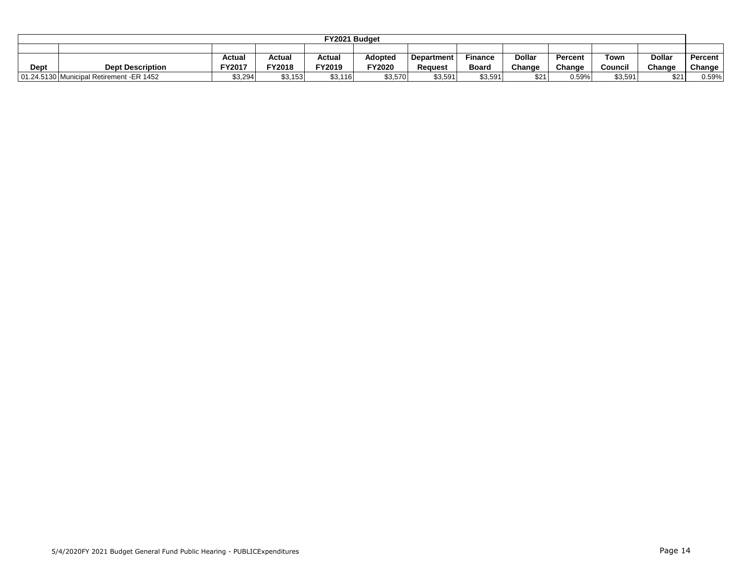| FY2021 Budget | | | | | | | | | | | | |
|---|---|---|---|---|---|---|---|---|---|---|---|---|
| Dept | Dept Description | Actual FY2017 | Actual FY2018 | Actual FY2019 | Adopted FY2020 | Department Request | Finance Board | Dollar Change | Percent Change | Town Council | Dollar Change | Percent Change |
| 01.24.5130 | Municipal Retirement -ER 1452 | $3,294 | $3,153 | $3,116 | $3,570 | $3,591 | $3,591 | $21 | 0.59% | $3,591 | $21 | 0.59% |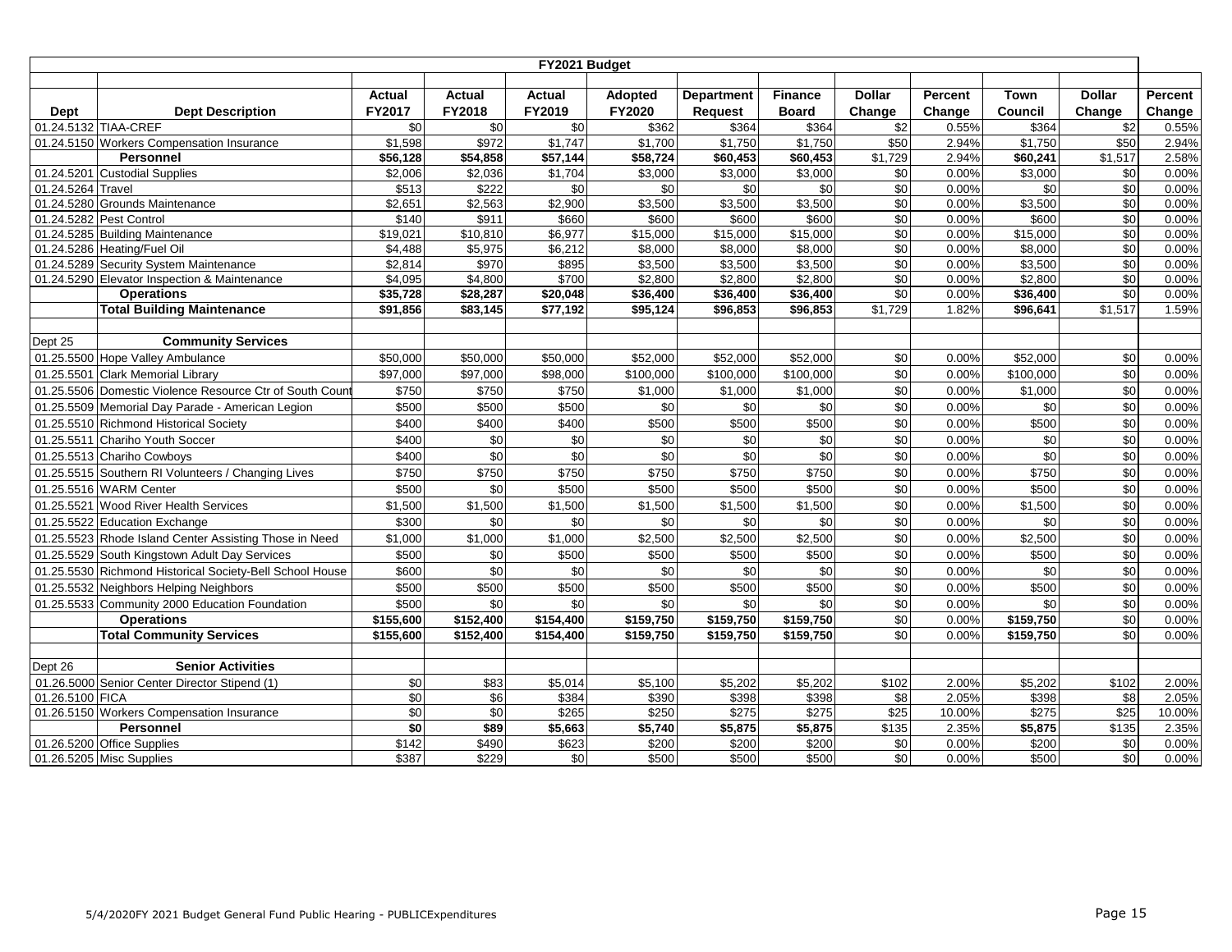| FY2021 Budget | | | | | | | | | | | | |
|---|---|---|---|---|---|---|---|---|---|---|---|---|
| Dept | Dept Description | Actual FY2017 | Actual FY2018 | Actual FY2019 | Adopted FY2020 | Department Request | Finance Board | Dollar Change | Percent Change | Town Council | Dollar Change | Percent Change |
| 01.24.5132 | TIAA-CREF | $0 | $0 | $0 | $362 | $364 | $364 | $2 | 0.55% | $364 | $2 | 0.55% |
| 01.24.5150 | Workers Compensation Insurance | $1,598 | $972 | $1,747 | $1,700 | $1,750 | $1,750 | $50 | 2.94% | $1,750 | $50 | 2.94% |
| | **Personnel** | **$56,128** | **$54,858** | **$57,144** | **$58,724** | **$60,453** | **$60,453** | $1,729 | 2.94% | **$60,241** | $1,517 | 2.58% |
| 01.24.5201 | Custodial Supplies | $2,006 | $2,036 | $1,704 | $3,000 | $3,000 | $3,000 | $0 | 0.00% | $3,000 | $0 | 0.00% |
| 01.24.5264 | Travel | $513 | $222 | $0 | $0 | $0 | $0 | $0 | 0.00% | $0 | $0 | 0.00% |
| 01.24.5280 | Grounds Maintenance | $2,651 | $2,563 | $2,900 | $3,500 | $3,500 | $3,500 | $0 | 0.00% | $3,500 | $0 | 0.00% |
| 01.24.5282 | Pest Control | $140 | $911 | $660 | $600 | $600 | $600 | $0 | 0.00% | $600 | $0 | 0.00% |
| 01.24.5285 | Building Maintenance | $19,021 | $10,810 | $6,977 | $15,000 | $15,000 | $15,000 | $0 | 0.00% | $15,000 | $0 | 0.00% |
| 01.24.5286 | Heating/Fuel Oil | $4,488 | $5,975 | $6,212 | $8,000 | $8,000 | $8,000 | $0 | 0.00% | $8,000 | $0 | 0.00% |
| 01.24.5289 | Security System Maintenance | $2,814 | $970 | $895 | $3,500 | $3,500 | $3,500 | $0 | 0.00% | $3,500 | $0 | 0.00% |
| 01.24.5290 | Elevator Inspection & Maintenance | $4,095 | $4,800 | $700 | $2,800 | $2,800 | $2,800 | $0 | 0.00% | $2,800 | $0 | 0.00% |
| | **Operations** | **$35,728** | **$28,287** | **$20,048** | **$36,400** | **$36,400** | **$36,400** | $0 | 0.00% | **$36,400** | $0 | 0.00% |
| | **Total Building Maintenance** | **$91,856** | **$83,145** | **$77,192** | **$95,124** | **$96,853** | **$96,853** | $1,729 | 1.82% | **$96,641** | $1,517 | 1.59% |
| | | | | | | | | | | | | |
| Dept 25 | **Community Services** | | | | | | | | | | | |
| 01.25.5500 | Hope Valley Ambulance | $50,000 | $50,000 | $50,000 | $52,000 | $52,000 | $52,000 | $0 | 0.00% | $52,000 | $0 | 0.00% |
| 01.25.5501 | Clark Memorial Library | $97,000 | $97,000 | $98,000 | $100,000 | $100,000 | $100,000 | $0 | 0.00% | $100,000 | $0 | 0.00% |
| 01.25.5506 | Domestic Violence Resource Ctr of South Count | $750 | $750 | $750 | $1,000 | $1,000 | $1,000 | $0 | 0.00% | $1,000 | $0 | 0.00% |
| 01.25.5509 | Memorial Day Parade - American Legion | $500 | $500 | $500 | $0 | $0 | $0 | $0 | 0.00% | $0 | $0 | 0.00% |
| 01.25.5510 | Richmond Historical Society | $400 | $400 | $400 | $500 | $500 | $500 | $0 | 0.00% | $500 | $0 | 0.00% |
| 01.25.5511 | Chariho Youth Soccer | $400 | $0 | $0 | $0 | $0 | $0 | $0 | 0.00% | $0 | $0 | 0.00% |
| 01.25.5513 | Chariho Cowboys | $400 | $0 | $0 | $0 | $0 | $0 | $0 | 0.00% | $0 | $0 | 0.00% |
| 01.25.5515 | Southern RI Volunteers / Changing Lives | $750 | $750 | $750 | $750 | $750 | $750 | $0 | 0.00% | $750 | $0 | 0.00% |
| 01.25.5516 | WARM Center | $500 | $0 | $500 | $500 | $500 | $500 | $0 | 0.00% | $500 | $0 | 0.00% |
| 01.25.5521 | Wood River Health Services | $1,500 | $1,500 | $1,500 | $1,500 | $1,500 | $1,500 | $0 | 0.00% | $1,500 | $0 | 0.00% |
| 01.25.5522 | Education Exchange | $300 | $0 | $0 | $0 | $0 | $0 | $0 | 0.00% | $0 | $0 | 0.00% |
| 01.25.5523 | Rhode Island Center Assisting Those in Need | $1,000 | $1,000 | $1,000 | $2,500 | $2,500 | $2,500 | $0 | 0.00% | $2,500 | $0 | 0.00% |
| 01.25.5529 | South Kingstown Adult Day Services | $500 | $0 | $500 | $500 | $500 | $500 | $0 | 0.00% | $500 | $0 | 0.00% |
| 01.25.5530 | Richmond Historical Society-Bell School House | $600 | $0 | $0 | $0 | $0 | $0 | $0 | 0.00% | $0 | $0 | 0.00% |
| 01.25.5532 | Neighbors Helping Neighbors | $500 | $500 | $500 | $500 | $500 | $500 | $0 | 0.00% | $500 | $0 | 0.00% |
| 01.25.5533 | Community 2000 Education Foundation | $500 | $0 | $0 | $0 | $0 | $0 | $0 | 0.00% | $0 | $0 | 0.00% |
| | **Operations** | **$155,600** | **$152,400** | **$154,400** | **$159,750** | **$159,750** | **$159,750** | $0 | 0.00% | **$159,750** | $0 | 0.00% |
| | **Total Community Services** | **$155,600** | **$152,400** | **$154,400** | **$159,750** | **$159,750** | **$159,750** | $0 | 0.00% | **$159,750** | $0 | 0.00% |
| | | | | | | | | | | | | |
| Dept 26 | **Senior Activities** | | | | | | | | | | | |
| 01.26.5000 | Senior Center Director Stipend (1) | $0 | $83 | $5,014 | $5,100 | $5,202 | $5,202 | $102 | 2.00% | $5,202 | $102 | 2.00% |
| 01.26.5100 | FICA | $0 | $6 | $384 | $390 | $398 | $398 | $8 | 2.05% | $398 | $8 | 2.05% |
| 01.26.5150 | Workers Compensation Insurance | $0 | $0 | $265 | $250 | $275 | $275 | $25 | 10.00% | $275 | $25 | 10.00% |
| | **Personnel** | **$0** | **$89** | **$5,663** | **$5,740** | **$5,875** | **$5,875** | $135 | 2.35% | **$5,875** | $135 | 2.35% |
| 01.26.5200 | Office Supplies | $142 | $490 | $623 | $200 | $200 | $200 | $0 | 0.00% | $200 | $0 | 0.00% |
| 01.26.5205 | Misc Supplies | $387 | $229 | $0 | $500 | $500 | $500 | $0 | 0.00% | $500 | $0 | 0.00% |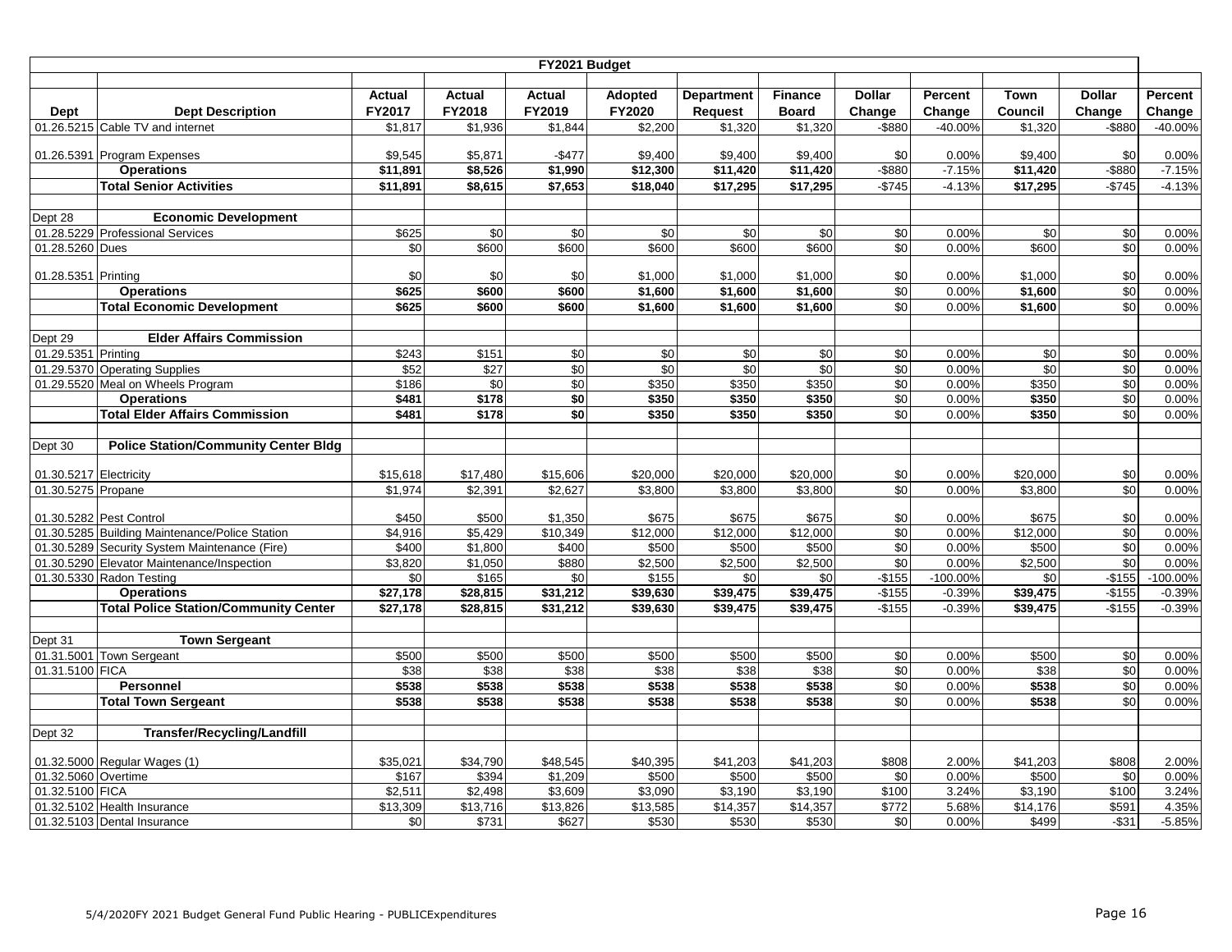| FY2021 Budget | | | | | | | | | | | | |
|---|---|---|---|---|---|---|---|---|---|---|---|---|
| **Dept** | **Dept Description** | **Actual FY2017** | **Actual FY2018** | **Actual FY2019** | **Adopted FY2020** | **Department Request** | **Finance Board** | **Dollar Change** | **Percent Change** | **Town Council** | **Dollar Change** | **Percent Change** |
| 01.26.5215 | Cable TV and internet | $1,817 | $1,936 | $1,844 | $2,200 | $1,320 | $1,320 | -$880 | -40.00% | $1,320 | -$880 | -40.00% |
| 01.26.5391 | Program Expenses | $9,545 | $5,871 | -$477 | $9,400 | $9,400 | $9,400 | $0 | 0.00% | $9,400 | $0 | 0.00% |
| | **Operations** | **$11,891** | **$8,526** | **$1,990** | **$12,300** | **$11,420** | **$11,420** | -$880 | -7.15% | **$11,420** | -$880 | -7.15% |
| | **Total Senior Activities** | **$11,891** | **$8,615** | **$7,653** | **$18,040** | **$17,295** | **$17,295** | -$745 | -4.13% | **$17,295** | -$745 | -4.13% |
| Dept 28 | **Economic Development** | | | | | | | | | | | |
| 01.28.5229 | Professional Services | $625 | $0 | $0 | $0 | $0 | $0 | $0 | 0.00% | $0 | $0 | 0.00% |
| 01.28.5260 | Dues | $0 | $600 | $600 | $600 | $600 | $600 | $0 | 0.00% | $600 | $0 | 0.00% |
| 01.28.5351 | Printing | $0 | $0 | $0 | $1,000 | $1,000 | $1,000 | $0 | 0.00% | $1,000 | $0 | 0.00% |
| | **Operations** | **$625** | **$600** | **$600** | **$1,600** | **$1,600** | **$1,600** | $0 | 0.00% | **$1,600** | $0 | 0.00% |
| | **Total Economic Development** | **$625** | **$600** | **$600** | **$1,600** | **$1,600** | **$1,600** | $0 | 0.00% | **$1,600** | $0 | 0.00% |
| Dept 29 | **Elder Affairs Commission** | | | | | | | | | | | |
| 01.29.5351 | Printing | $243 | $151 | $0 | $0 | $0 | $0 | $0 | 0.00% | $0 | $0 | 0.00% |
| 01.29.5370 | Operating Supplies | $52 | $27 | $0 | $0 | $0 | $0 | $0 | 0.00% | $0 | $0 | 0.00% |
| 01.29.5520 | Meal on Wheels Program | $186 | $0 | $0 | $350 | $350 | $350 | $0 | 0.00% | $350 | $0 | 0.00% |
| | **Operations** | **$481** | **$178** | **$0** | **$350** | **$350** | **$350** | $0 | 0.00% | **$350** | $0 | 0.00% |
| | **Total Elder Affairs Commission** | **$481** | **$178** | **$0** | **$350** | **$350** | **$350** | $0 | 0.00% | **$350** | $0 | 0.00% |
| Dept 30 | **Police Station/Community Center Bldg** | | | | | | | | | | | |
| 01.30.5217 | Electricity | $15,618 | $17,480 | $15,606 | $20,000 | $20,000 | $20,000 | $0 | 0.00% | $20,000 | $0 | 0.00% |
| 01.30.5275 | Propane | $1,974 | $2,391 | $2,627 | $3,800 | $3,800 | $3,800 | $0 | 0.00% | $3,800 | $0 | 0.00% |
| 01.30.5282 | Pest Control | $450 | $500 | $1,350 | $675 | $675 | $675 | $0 | 0.00% | $675 | $0 | 0.00% |
| 01.30.5285 | Building Maintenance/Police Station | $4,916 | $5,429 | $10,349 | $12,000 | $12,000 | $12,000 | $0 | 0.00% | $12,000 | $0 | 0.00% |
| 01.30.5289 | Security System Maintenance (Fire) | $400 | $1,800 | $400 | $500 | $500 | $500 | $0 | 0.00% | $500 | $0 | 0.00% |
| 01.30.5290 | Elevator Maintenance/Inspection | $3,820 | $1,050 | $880 | $2,500 | $2,500 | $2,500 | $0 | 0.00% | $2,500 | $0 | 0.00% |
| 01.30.5330 | Radon Testing | $0 | $165 | $0 | $155 | $0 | $0 | -$155 | -100.00% | $0 | -$155 | -100.00% |
| | **Operations** | **$27,178** | **$28,815** | **$31,212** | **$39,630** | **$39,475** | **$39,475** | -$155 | -0.39% | **$39,475** | -$155 | -0.39% |
| | **Total Police Station/Community Center** | **$27,178** | **$28,815** | **$31,212** | **$39,630** | **$39,475** | **$39,475** | -$155 | -0.39% | **$39,475** | -$155 | -0.39% |
| Dept 31 | **Town Sergeant** | | | | | | | | | | | |
| 01.31.5001 | Town Sergeant | $500 | $500 | $500 | $500 | $500 | $500 | $0 | 0.00% | $500 | $0 | 0.00% |
| 01.31.5100 | FICA | $38 | $38 | $38 | $38 | $38 | $38 | $0 | 0.00% | $38 | $0 | 0.00% |
| | **Personnel** | **$538** | **$538** | **$538** | **$538** | **$538** | **$538** | $0 | 0.00% | **$538** | $0 | 0.00% |
| | **Total Town Sergeant** | **$538** | **$538** | **$538** | **$538** | **$538** | **$538** | $0 | 0.00% | **$538** | $0 | 0.00% |
| Dept 32 | **Transfer/Recycling/Landfill** | | | | | | | | | | | |
| 01.32.5000 | Regular Wages (1) | $35,021 | $34,790 | $48,545 | $40,395 | $41,203 | $41,203 | $808 | 2.00% | $41,203 | $808 | 2.00% |
| 01.32.5060 | Overtime | $167 | $394 | $1,209 | $500 | $500 | $500 | $0 | 0.00% | $500 | $0 | 0.00% |
| 01.32.5100 | FICA | $2,511 | $2,498 | $3,609 | $3,090 | $3,190 | $3,190 | $100 | 3.24% | $3,190 | $100 | 3.24% |
| 01.32.5102 | Health Insurance | $13,309 | $13,716 | $13,826 | $13,585 | $14,357 | $14,357 | $772 | 5.68% | $14,176 | $591 | 4.35% |
| 01.32.5103 | Dental Insurance | $0 | $731 | $627 | $530 | $530 | $530 | $0 | 0.00% | $499 | -$31 | -5.85% |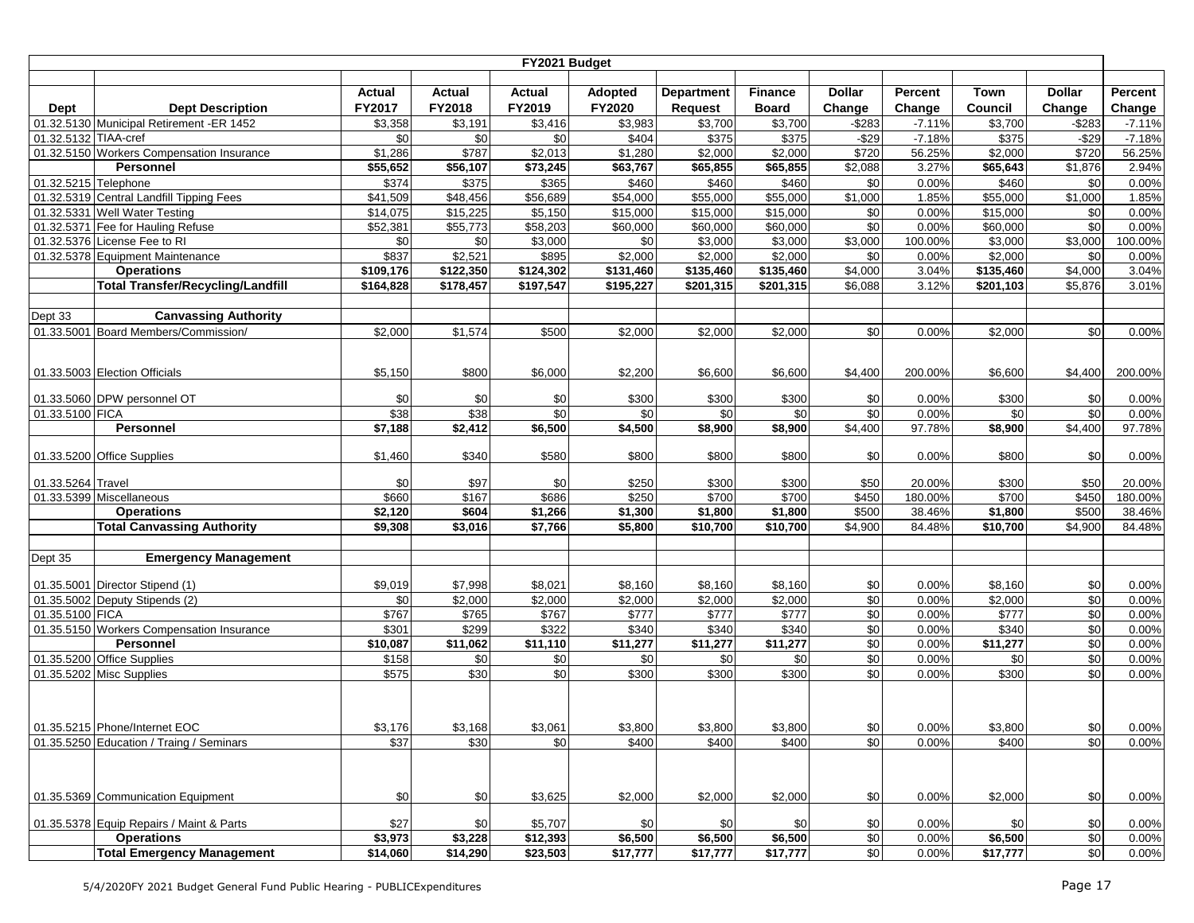| FY2021 Budget | | | | | | | | | | | | |
|---|---|---|---|---|---|---|---|---|---|---|---|---|
| **Dept** | **Dept Description** | **Actual FY2017** | **Actual FY2018** | **Actual FY2019** | **Adopted FY2020** | **Department Request** | **Finance Board** | **Dollar Change** | **Percent Change** | **Town Council** | **Dollar Change** | **Percent Change** |
| 01.32.5130 | Municipal Retirement -ER 1452 | $3,358 | $3,191 | $3,416 | $3,983 | $3,700 | $3,700 | -$283 | -7.11% | $3,700 | -$283 | -7.11% |
| 01.32.5132 | TIAA-cref | $0 | $0 | $0 | $404 | $375 | $375 | -$29 | -7.18% | $375 | -$29 | -7.18% |
| 01.32.5150 | Workers Compensation Insurance | $1,286 | $787 | $2,013 | $1,280 | $2,000 | $2,000 | $720 | 56.25% | $2,000 | $720 | 56.25% |
| | **Personnel** | **$55,652** | **$56,107** | **$73,245** | **$63,767** | **$65,855** | **$65,855** | $2,088 | 3.27% | **$65,643** | $1,876 | 2.94% |
| 01.32.5215 | Telephone | $374 | $375 | $365 | $460 | $460 | $460 | $0 | 0.00% | $460 | $0 | 0.00% |
| 01.32.5319 | Central Landfill Tipping Fees | $41,509 | $48,456 | $56,689 | $54,000 | $55,000 | $55,000 | $1,000 | 1.85% | $55,000 | $1,000 | 1.85% |
| 01.32.5331 | Well Water Testing | $14,075 | $15,225 | $5,150 | $15,000 | $15,000 | $15,000 | $0 | 0.00% | $15,000 | $0 | 0.00% |
| 01.32.5371 | Fee for Hauling Refuse | $52,381 | $55,773 | $58,203 | $60,000 | $60,000 | $60,000 | $0 | 0.00% | $60,000 | $0 | 0.00% |
| 01.32.5376 | License Fee to RI | $0 | $0 | $3,000 | $0 | $3,000 | $3,000 | $3,000 | 100.00% | $3,000 | $3,000 | 100.00% |
| 01.32.5378 | Equipment Maintenance | $837 | $2,521 | $895 | $2,000 | $2,000 | $2,000 | $0 | 0.00% | $2,000 | $0 | 0.00% |
| | **Operations** | **$109,176** | **$122,350** | **$124,302** | **$131,460** | **$135,460** | **$135,460** | $4,000 | 3.04% | **$135,460** | $4,000 | 3.04% |
| | **Total Transfer/Recycling/Landfill** | **$164,828** | **$178,457** | **$197,547** | **$195,227** | **$201,315** | **$201,315** | $6,088 | 3.12% | **$201,103** | $5,876 | 3.01% |
| | | | | | | | | | | | | |
| Dept 33 | **Canvassing Authority** | | | | | | | | | | | |
| 01.33.5001 | Board Members/Commission/ | $2,000 | $1,574 | $500 | $2,000 | $2,000 | $2,000 | $0 | 0.00% | $2,000 | $0 | 0.00% |
| 01.33.5003 | Election Officials | $5,150 | $800 | $6,000 | $2,200 | $6,600 | $6,600 | $4,400 | 200.00% | $6,600 | $4,400 | 200.00% |
| 01.33.5060 | DPW personnel OT | $0 | $0 | $0 | $300 | $300 | $300 | $0 | 0.00% | $300 | $0 | 0.00% |
| 01.33.5100 | FICA | $38 | $38 | $0 | $0 | $0 | $0 | $0 | 0.00% | $0 | $0 | 0.00% |
| | **Personnel** | **$7,188** | **$2,412** | **$6,500** | **$4,500** | **$8,900** | **$8,900** | $4,400 | 97.78% | **$8,900** | $4,400 | 97.78% |
| 01.33.5200 | Office Supplies | $1,460 | $340 | $580 | $800 | $800 | $800 | $0 | 0.00% | $800 | $0 | 0.00% |
| 01.33.5264 | Travel | $0 | $97 | $0 | $250 | $300 | $300 | $50 | 20.00% | $300 | $50 | 20.00% |
| 01.33.5399 | Miscellaneous | $660 | $167 | $686 | $250 | $700 | $700 | $450 | 180.00% | $700 | $450 | 180.00% |
| | **Operations** | **$2,120** | **$604** | **$1,266** | **$1,300** | **$1,800** | **$1,800** | $500 | 38.46% | **$1,800** | $500 | 38.46% |
| | **Total Canvassing Authority** | **$9,308** | **$3,016** | **$7,766** | **$5,800** | **$10,700** | **$10,700** | $4,900 | 84.48% | **$10,700** | $4,900 | 84.48% |
| | | | | | | | | | | | | |
| Dept 35 | **Emergency Management** | | | | | | | | | | | |
| 01.35.5001 | Director Stipend (1) | $9,019 | $7,998 | $8,021 | $8,160 | $8,160 | $8,160 | $0 | 0.00% | $8,160 | $0 | 0.00% |
| 01.35.5002 | Deputy Stipends (2) | $0 | $2,000 | $2,000 | $2,000 | $2,000 | $2,000 | $0 | 0.00% | $2,000 | $0 | 0.00% |
| 01.35.5100 | FICA | $767 | $765 | $767 | $777 | $777 | $777 | $0 | 0.00% | $777 | $0 | 0.00% |
| 01.35.5150 | Workers Compensation Insurance | $301 | $299 | $322 | $340 | $340 | $340 | $0 | 0.00% | $340 | $0 | 0.00% |
| | **Personnel** | **$10,087** | **$11,062** | **$11,110** | **$11,277** | **$11,277** | **$11,277** | $0 | 0.00% | **$11,277** | $0 | 0.00% |
| 01.35.5200 | Office Supplies | $158 | $0 | $0 | $0 | $0 | $0 | $0 | 0.00% | $0 | $0 | 0.00% |
| 01.35.5202 | Misc Supplies | $575 | $30 | $0 | $300 | $300 | $300 | $0 | 0.00% | $300 | $0 | 0.00% |
| 01.35.5215 | Phone/Internet EOC | $3,176 | $3,168 | $3,061 | $3,800 | $3,800 | $3,800 | $0 | 0.00% | $3,800 | $0 | 0.00% |
| 01.35.5250 | Education / Traing / Seminars | $37 | $30 | $0 | $400 | $400 | $400 | $0 | 0.00% | $400 | $0 | 0.00% |
| 01.35.5369 | Communication Equipment | $0 | $0 | $3,625 | $2,000 | $2,000 | $2,000 | $0 | 0.00% | $2,000 | $0 | 0.00% |
| 01.35.5378 | Equip Repairs / Maint & Parts | $27 | $0 | $5,707 | $0 | $0 | $0 | $0 | 0.00% | $0 | $0 | 0.00% |
| | **Operations** | **$3,973** | **$3,228** | **$12,393** | **$6,500** | **$6,500** | **$6,500** | $0 | 0.00% | **$6,500** | $0 | 0.00% |
| | **Total Emergency Management** | **$14,060** | **$14,290** | **$23,503** | **$17,777** | **$17,777** | **$17,777** | $0 | 0.00% | **$17,777** | $0 | 0.00% |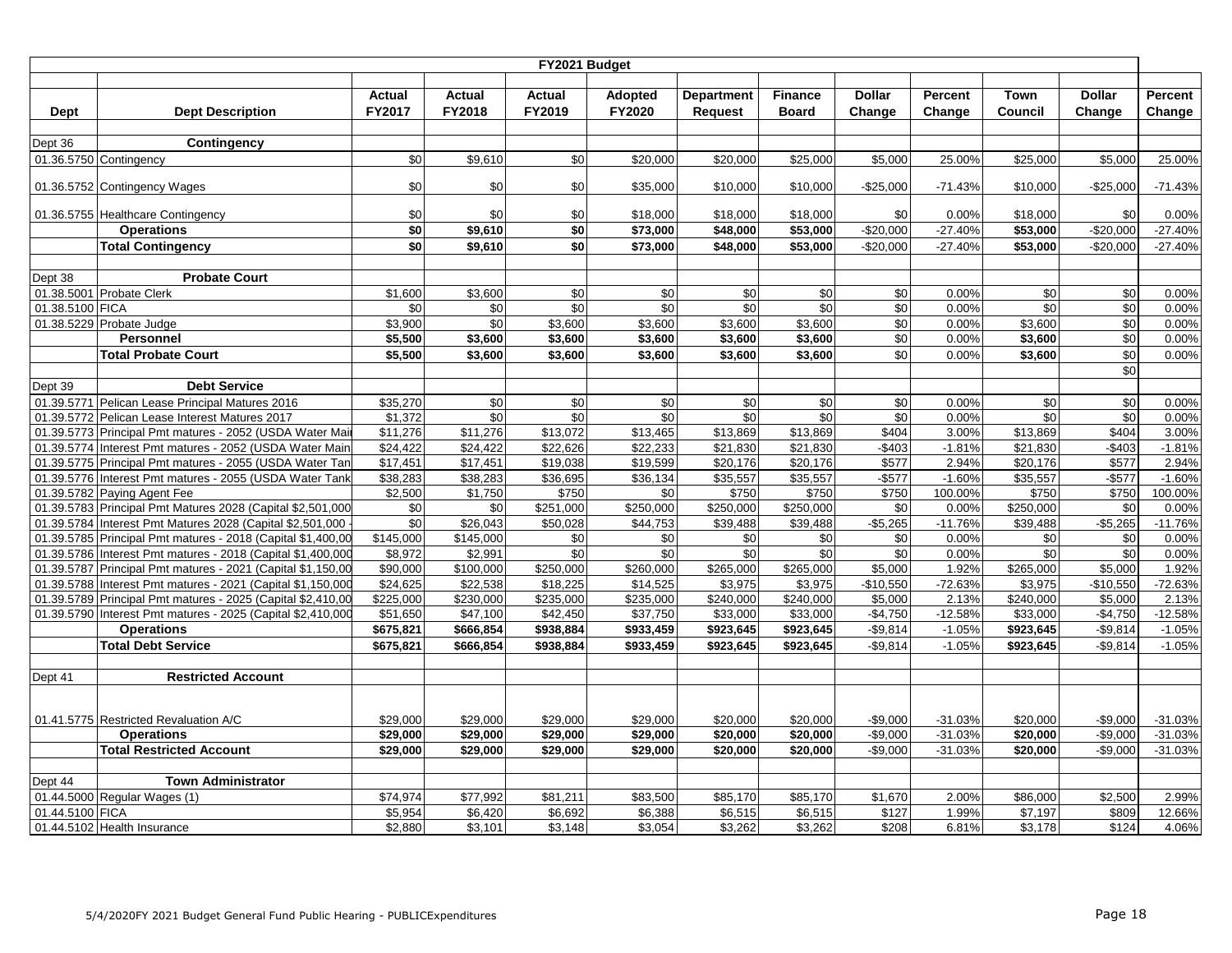| FY2021 Budget | | | | | | | | | | | | |
|---|---|---|---|---|---|---|---|---|---|---|---|---|
| **Dept** | **Dept Description** | **Actual FY2017** | **Actual FY2018** | **Actual FY2019** | **Adopted FY2020** | **Department Request** | **Finance Board** | **Dollar Change** | **Percent Change** | **Town Council** | **Dollar Change** | **Percent Change** |
| Dept 36 | **Contingency** | | | | | | | | | | | |
| 01.36.5750 | Contingency | $0 | $9,610 | $0 | $20,000 | $20,000 | $25,000 | $5,000 | 25.00% | $25,000 | $5,000 | 25.00% |
| 01.36.5752 | Contingency Wages | $0 | $0 | $0 | $35,000 | $10,000 | $10,000 | -$25,000 | -71.43% | $10,000 | -$25,000 | -71.43% |
| 01.36.5755 | Healthcare Contingency | $0 | $0 | $0 | $18,000 | $18,000 | $18,000 | $0 | 0.00% | $18,000 | $0 | 0.00% |
| | **Operations** | **$0** | **$9,610** | **$0** | **$73,000** | **$48,000** | **$53,000** | -$20,000 | -27.40% | **$53,000** | -$20,000 | -27.40% |
| | **Total Contingency** | **$0** | **$9,610** | **$0** | **$73,000** | **$48,000** | **$53,000** | -$20,000 | -27.40% | **$53,000** | -$20,000 | -27.40% |
| Dept 38 | **Probate Court** | | | | | | | | | | | |
| 01.38.5001 | Probate Clerk | $1,600 | $3,600 | $0 | $0 | $0 | $0 | $0 | 0.00% | $0 | $0 | 0.00% |
| 01.38.5100 | FICA | $0 | $0 | $0 | $0 | $0 | $0 | $0 | 0.00% | $0 | $0 | 0.00% |
| 01.38.5229 | Probate Judge | $3,900 | $0 | $3,600 | $3,600 | $3,600 | $3,600 | $0 | 0.00% | $3,600 | $0 | 0.00% |
| | **Personnel** | **$5,500** | **$3,600** | **$3,600** | **$3,600** | **$3,600** | **$3,600** | $0 | 0.00% | **$3,600** | $0 | 0.00% |
| | **Total Probate Court** | **$5,500** | **$3,600** | **$3,600** | **$3,600** | **$3,600** | **$3,600** | $0 | 0.00% | **$3,600** | $0 | 0.00% |
| | | | | | | | | | | | $0 | |
| Dept 39 | **Debt Service** | | | | | | | | | | | |
| 01.39.5771 | Pelican Lease Principal Matures 2016 | $35,270 | $0 | $0 | $0 | $0 | $0 | $0 | 0.00% | $0 | $0 | 0.00% |
| 01.39.5772 | Pelican Lease Interest Matures 2017 | $1,372 | $0 | $0 | $0 | $0 | $0 | $0 | 0.00% | $0 | $0 | 0.00% |
| 01.39.5773 | Principal Pmt matures - 2052 (USDA Water Mai | $11,276 | $11,276 | $13,072 | $13,465 | $13,869 | $13,869 | $404 | 3.00% | $13,869 | $404 | 3.00% |
| 01.39.5774 | Interest Pmt matures - 2052 (USDA Water Main | $24,422 | $24,422 | $22,626 | $22,233 | $21,830 | $21,830 | -$403 | -1.81% | $21,830 | -$403 | -1.81% |
| 01.39.5775 | Principal Pmt matures - 2055 (USDA Water Tan | $17,451 | $17,451 | $19,038 | $19,599 | $20,176 | $20,176 | $577 | 2.94% | $20,176 | $577 | 2.94% |
| 01.39.5776 | Interest Pmt matures - 2055 (USDA Water Tank | $38,283 | $38,283 | $36,695 | $36,134 | $35,557 | $35,557 | -$577 | -1.60% | $35,557 | -$577 | -1.60% |
| 01.39.5782 | Paying Agent Fee | $2,500 | $1,750 | $750 | $0 | $750 | $750 | $750 | 100.00% | $750 | $750 | 100.00% |
| 01.39.5783 | Principal Pmt Matures 2028 (Capital $2,501,000 | $0 | $0 | $251,000 | $250,000 | $250,000 | $250,000 | $0 | 0.00% | $250,000 | $0 | 0.00% |
| 01.39.5784 | Interest Pmt Matures 2028 (Capital $2,501,000 - | $0 | $26,043 | $50,028 | $44,753 | $39,488 | $39,488 | -$5,265 | -11.76% | $39,488 | -$5,265 | -11.76% |
| 01.39.5785 | Principal Pmt matures - 2018 (Capital $1,400,00 | $145,000 | $145,000 | $0 | $0 | $0 | $0 | $0 | 0.00% | $0 | $0 | 0.00% |
| 01.39.5786 | Interest Pmt matures - 2018 (Capital $1,400,000 | $8,972 | $2,991 | $0 | $0 | $0 | $0 | $0 | 0.00% | $0 | $0 | 0.00% |
| 01.39.5787 | Principal Pmt matures - 2021 (Capital $1,150,00 | $90,000 | $100,000 | $250,000 | $260,000 | $265,000 | $265,000 | $5,000 | 1.92% | $265,000 | $5,000 | 1.92% |
| 01.39.5788 | Interest Pmt matures - 2021 (Capital $1,150,000 | $24,625 | $22,538 | $18,225 | $14,525 | $3,975 | $3,975 | -$10,550 | -72.63% | $3,975 | -$10,550 | -72.63% |
| 01.39.5789 | Principal Pmt matures - 2025 (Capital $2,410,00 | $225,000 | $230,000 | $235,000 | $235,000 | $240,000 | $240,000 | $5,000 | 2.13% | $240,000 | $5,000 | 2.13% |
| 01.39.5790 | Interest Pmt matures - 2025 (Capital $2,410,000 | $51,650 | $47,100 | $42,450 | $37,750 | $33,000 | $33,000 | -$4,750 | -12.58% | $33,000 | -$4,750 | -12.58% |
| | **Operations** | **$675,821** | **$666,854** | **$938,884** | **$933,459** | **$923,645** | **$923,645** | -$9,814 | -1.05% | **$923,645** | -$9,814 | -1.05% |
| | **Total Debt Service** | **$675,821** | **$666,854** | **$938,884** | **$933,459** | **$923,645** | **$923,645** | -$9,814 | -1.05% | **$923,645** | -$9,814 | -1.05% |
| Dept 41 | **Restricted Account** | | | | | | | | | | | |
| 01.41.5775 | Restricted Revaluation A/C | $29,000 | $29,000 | $29,000 | $29,000 | $20,000 | $20,000 | -$9,000 | -31.03% | $20,000 | -$9,000 | -31.03% |
| | **Operations** | **$29,000** | **$29,000** | **$29,000** | **$29,000** | **$20,000** | **$20,000** | -$9,000 | -31.03% | **$20,000** | -$9,000 | -31.03% |
| | **Total Restricted Account** | **$29,000** | **$29,000** | **$29,000** | **$29,000** | **$20,000** | **$20,000** | -$9,000 | -31.03% | **$20,000** | -$9,000 | -31.03% |
| Dept 44 | **Town Administrator** | | | | | | | | | | | |
| 01.44.5000 | Regular Wages (1) | $74,974 | $77,992 | $81,211 | $83,500 | $85,170 | $85,170 | $1,670 | 2.00% | $86,000 | $2,500 | 2.99% |
| 01.44.5100 | FICA | $5,954 | $6,420 | $6,692 | $6,388 | $6,515 | $6,515 | $127 | 1.99% | $7,197 | $809 | 12.66% |
| 01.44.5102 | Health Insurance | $2,880 | $3,101 | $3,148 | $3,054 | $3,262 | $3,262 | $208 | 6.81% | $3,178 | $124 | 4.06% |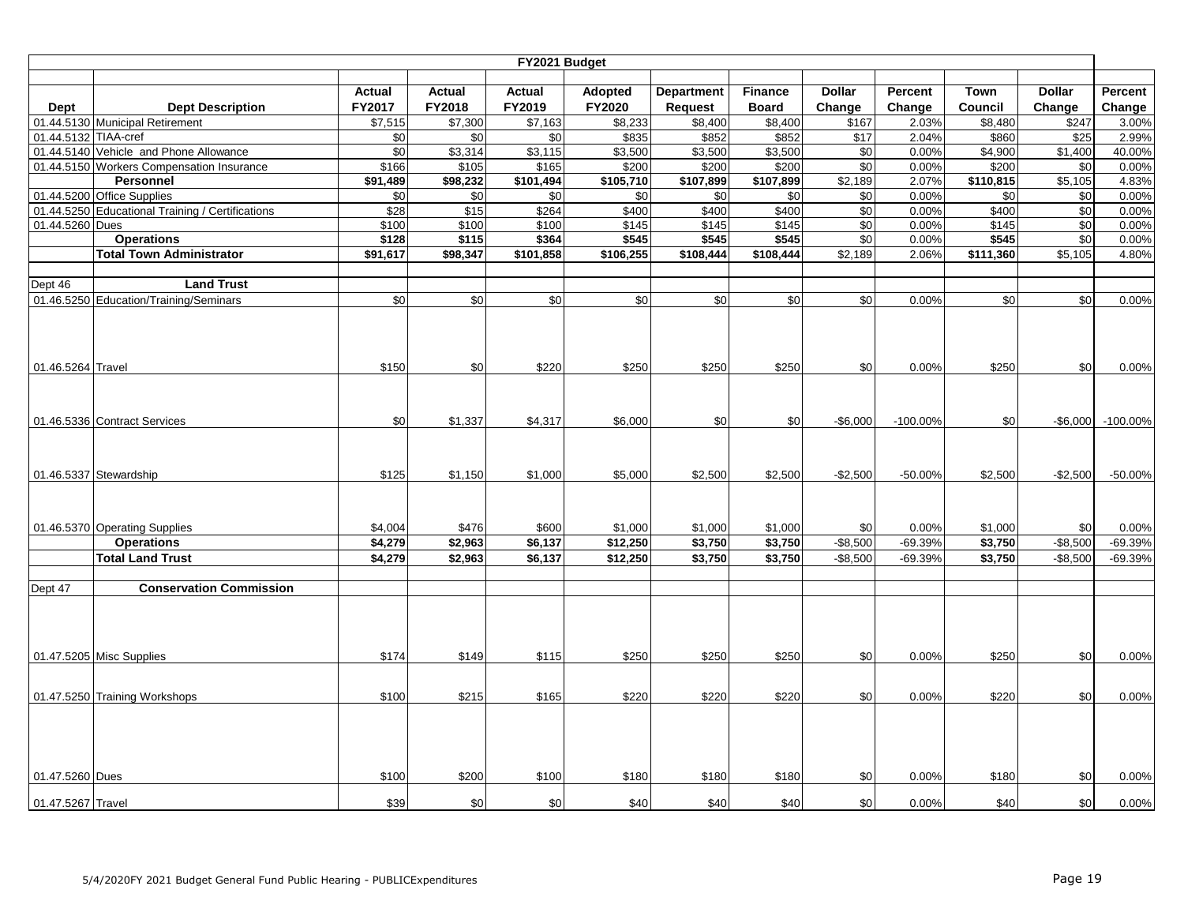| FY2021 Budget | | | | | | | | | | | | |
|---|---|---|---|---|---|---|---|---|---|---|---|---|
| **Dept** | **Dept Description** | **Actual FY2017** | **Actual FY2018** | **Actual FY2019** | **Adopted FY2020** | **Department Request** | **Finance Board** | **Dollar Change** | **Percent Change** | **Town Council** | **Dollar Change** | **Percent Change** |
| 01.44.5130 | Municipal Retirement | $7,515 | $7,300 | $7,163 | $8,233 | $8,400 | $8,400 | $167 | 2.03% | $8,480 | $247 | 3.00% |
| 01.44.5132 | TIAA-cref | $0 | $0 | $0 | $835 | $852 | $852 | $17 | 2.04% | $860 | $25 | 2.99% |
| 01.44.5140 | Vehicle and Phone Allowance | $0 | $3,314 | $3,115 | $3,500 | $3,500 | $3,500 | $0 | 0.00% | $4,900 | $1,400 | 40.00% |
| 01.44.5150 | Workers Compensation Insurance | $166 | $105 | $165 | $200 | $200 | $200 | $0 | 0.00% | $200 | $0 | 0.00% |
| | **Personnel** | **$91,489** | **$98,232** | **$101,494** | **$105,710** | **$107,899** | **$107,899** | $2,189 | 2.07% | **$110,815** | $5,105 | 4.83% |
| 01.44.5200 | Office Supplies | $0 | $0 | $0 | $0 | $0 | $0 | $0 | 0.00% | $0 | $0 | 0.00% |
| 01.44.5250 | Educational Training / Certifications | $28 | $15 | $264 | $400 | $400 | $400 | $0 | 0.00% | $400 | $0 | 0.00% |
| 01.44.5260 | Dues | $100 | $100 | $100 | $145 | $145 | $145 | $0 | 0.00% | $145 | $0 | 0.00% |
| | **Operations** | **$128** | **$115** | **$364** | **$545** | **$545** | **$545** | $0 | 0.00% | **$545** | $0 | 0.00% |
| | **Total Town Administrator** | **$91,617** | **$98,347** | **$101,858** | **$106,255** | **$108,444** | **$108,444** | $2,189 | 2.06% | **$111,360** | $5,105 | 4.80% |
| | | | | | | | | | | | | |
| Dept 46 | **Land Trust** | | | | | | | | | | | |
| 01.46.5250 | Education/Training/Seminars | $0 | $0 | $0 | $0 | $0 | $0 | $0 | 0.00% | $0 | $0 | 0.00% |
| 01.46.5264 | Travel | $150 | $0 | $220 | $250 | $250 | $250 | $0 | 0.00% | $250 | $0 | 0.00% |
| 01.46.5336 | Contract Services | $0 | $1,337 | $4,317 | $6,000 | $0 | $0 | -$6,000 | -100.00% | $0 | -$6,000 | -100.00% |
| 01.46.5337 | Stewardship | $125 | $1,150 | $1,000 | $5,000 | $2,500 | $2,500 | -$2,500 | -50.00% | $2,500 | -$2,500 | -50.00% |
| 01.46.5370 | Operating Supplies | $4,004 | $476 | $600 | $1,000 | $1,000 | $1,000 | $0 | 0.00% | $1,000 | $0 | 0.00% |
| | **Operations** | **$4,279** | **$2,963** | **$6,137** | **$12,250** | **$3,750** | **$3,750** | -$8,500 | -69.39% | **$3,750** | -$8,500 | -69.39% |
| | **Total Land Trust** | **$4,279** | **$2,963** | **$6,137** | **$12,250** | **$3,750** | **$3,750** | -$8,500 | -69.39% | **$3,750** | -$8,500 | -69.39% |
| | | | | | | | | | | | | |
| Dept 47 | **Conservation Commission** | | | | | | | | | | | |
| 01.47.5205 | Misc Supplies | $174 | $149 | $115 | $250 | $250 | $250 | $0 | 0.00% | $250 | $0 | 0.00% |
| 01.47.5250 | Training Workshops | $100 | $215 | $165 | $220 | $220 | $220 | $0 | 0.00% | $220 | $0 | 0.00% |
| 01.47.5260 | Dues | $100 | $200 | $100 | $180 | $180 | $180 | $0 | 0.00% | $180 | $0 | 0.00% |
| 01.47.5267 | Travel | $39 | $0 | $0 | $40 | $40 | $40 | $0 | 0.00% | $40 | $0 | 0.00% |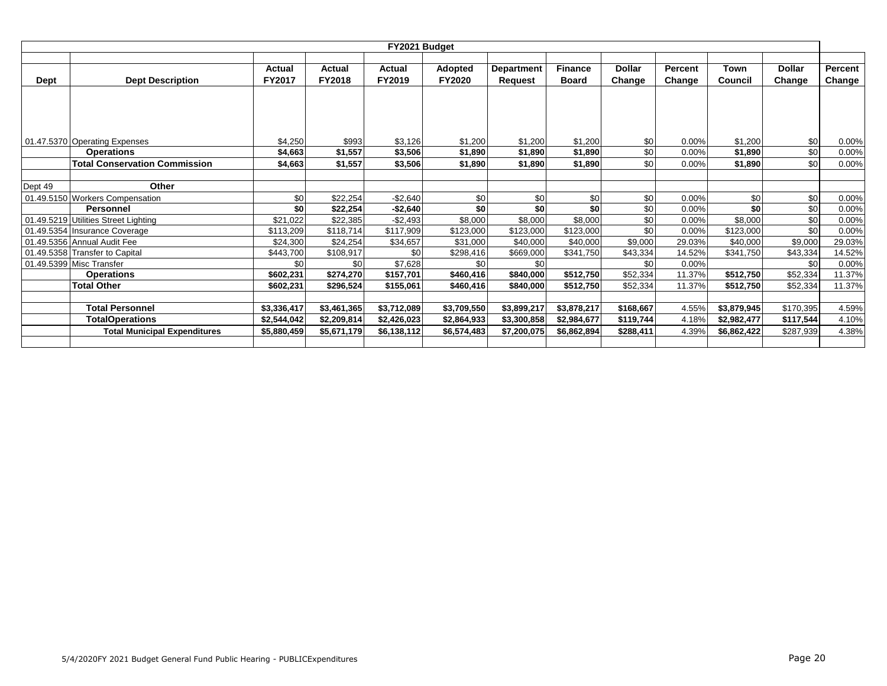| FY2021 Budget | | | | | | | | | | | | |
|---|---|---|---|---|---|---|---|---|---|---|---|---|
| **Dept** | **Dept Description** | **Actual FY2017** | **Actual FY2018** | **Actual FY2019** | **Adopted FY2020** | **Department Request** | **Finance Board** | **Dollar Change** | **Percent Change** | **Town Council** | **Dollar Change** | **Percent Change** |
| 01.47.5370 | Operating Expenses | $4,250 | $993 | $3,126 | $1,200 | $1,200 | $1,200 | $0 | 0.00% | $1,200 | $0 | 0.00% |
| | **Operations** | **$4,663** | **$1,557** | **$3,506** | **$1,890** | **$1,890** | **$1,890** | $0 | 0.00% | **$1,890** | $0 | 0.00% |
| | **Total Conservation Commission** | **$4,663** | **$1,557** | **$3,506** | **$1,890** | **$1,890** | **$1,890** | $0 | 0.00% | **$1,890** | $0 | 0.00% |
| | | | | | | | | | | | | |
| Dept 49 | **Other** | | | | | | | | | | | |
| 01.49.5150 | Workers Compensation | $0 | $22,254 | -$2,640 | $0 | $0 | $0 | $0 | 0.00% | $0 | $0 | 0.00% |
| | **Personnel** | **$0** | **$22,254** | **-$2,640** | **$0** | **$0** | **$0** | $0 | 0.00% | **$0** | $0 | 0.00% |
| 01.49.5219 | Utilities Street Lighting | $21,022 | $22,385 | -$2,493 | $8,000 | $8,000 | $8,000 | $0 | 0.00% | $8,000 | $0 | 0.00% |
| 01.49.5354 | Insurance Coverage | $113,209 | $118,714 | $117,909 | $123,000 | $123,000 | $123,000 | $0 | 0.00% | $123,000 | $0 | 0.00% |
| 01.49.5356 | Annual Audit Fee | $24,300 | $24,254 | $34,657 | $31,000 | $40,000 | $40,000 | $9,000 | 29.03% | $40,000 | $9,000 | 29.03% |
| 01.49.5358 | Transfer to Capital | $443,700 | $108,917 | $0 | $298,416 | $669,000 | $341,750 | $43,334 | 14.52% | $341,750 | $43,334 | 14.52% |
| 01.49.5399 | Misc Transfer | $0 | $0 | $7,628 | $0 | $0 | | $0 | 0.00% | | $0 | 0.00% |
| | **Operations** | **$602,231** | **$274,270** | **$157,701** | **$460,416** | **$840,000** | **$512,750** | $52,334 | 11.37% | **$512,750** | $52,334 | 11.37% |
| | **Total Other** | **$602,231** | **$296,524** | **$155,061** | **$460,416** | **$840,000** | **$512,750** | $52,334 | 11.37% | **$512,750** | $52,334 | 11.37% |
| | | | | | | | | | | | | |
| | **Total Personnel** | **$3,336,417** | **$3,461,365** | **$3,712,089** | **$3,709,550** | **$3,899,217** | **$3,878,217** | **$168,667** | 4.55% | **$3,879,945** | $170,395 | 4.59% |
| | **TotalOperations** | **$2,544,042** | **$2,209,814** | **$2,426,023** | **$2,864,933** | **$3,300,858** | **$2,984,677** | **$119,744** | 4.18% | **$2,982,477** | **$117,544** | 4.10% |
| | **Total Municipal Expenditures** | **$5,880,459** | **$5,671,179** | **$6,138,112** | **$6,574,483** | **$7,200,075** | **$6,862,894** | **$288,411** | 4.39% | **$6,862,422** | $287,939 | 4.38% |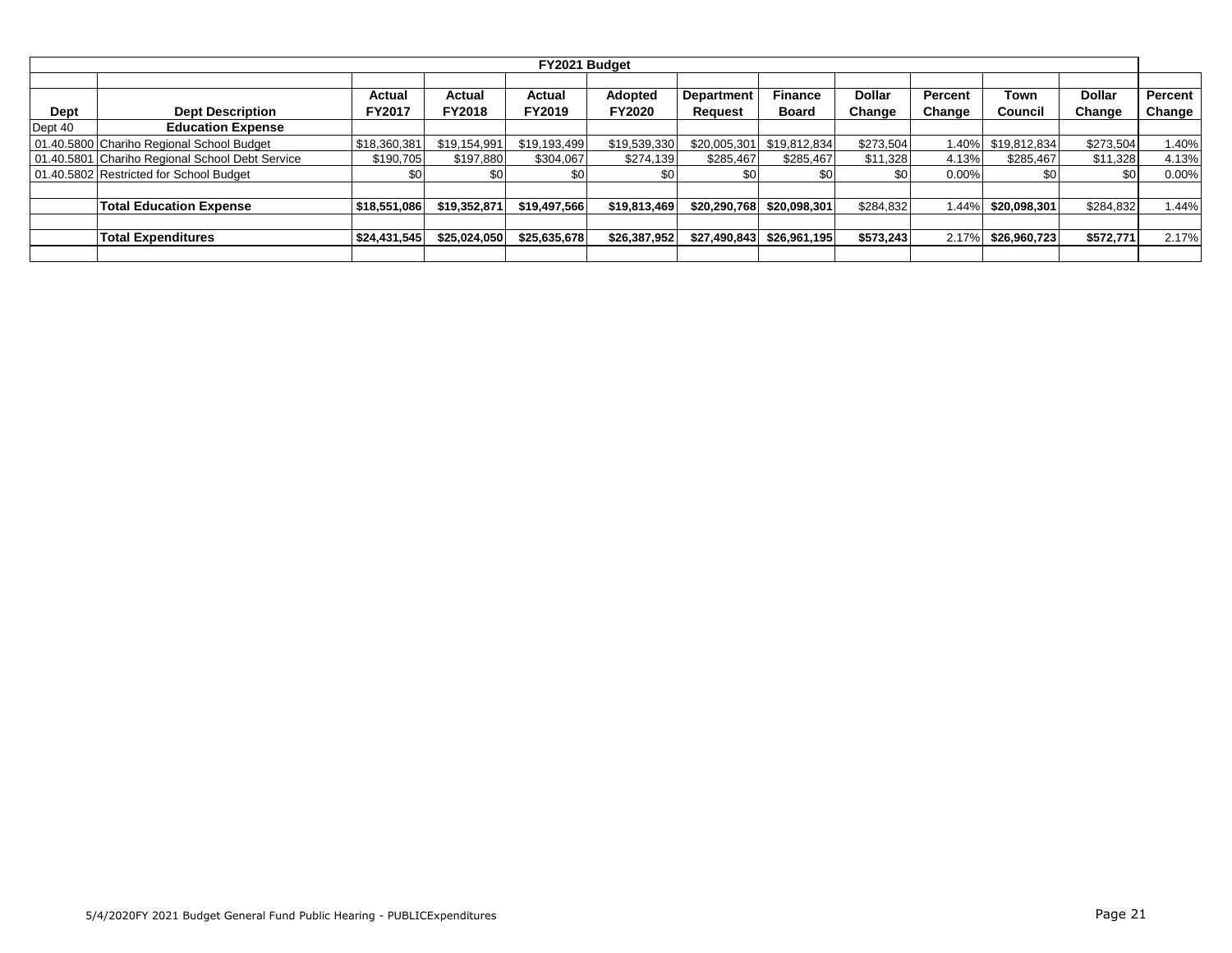| FY2021 Budget | | | | | | | | | | | | |
|---|---|---|---|---|---|---|---|---|---|---|---|---|
| **Dept** | **Dept Description** | **Actual FY2017** | **Actual FY2018** | **Actual FY2019** | **Adopted FY2020** | **Department Request** | **Finance Board** | **Dollar Change** | **Percent Change** | **Town Council** | **Dollar Change** | **Percent Change** |
| Dept 40 | **Education Expense** | | | | | | | | | | | |
| 01.40.5800 | Chariho Regional School Budget | $18,360,381 | $19,154,991 | $19,193,499 | $19,539,330 | $20,005,301 | $19,812,834 | $273,504 | 1.40% | $19,812,834 | $273,504 | 1.40% |
| 01.40.5801 | Chariho Regional School Debt Service | $190,705 | $197,880 | $304,067 | $274,139 | $285,467 | $285,467 | $11,328 | 4.13% | $285,467 | $11,328 | 4.13% |
| 01.40.5802 | Restricted for School Budget | $0 | $0 | $0 | $0 | $0 | $0 | $0 | 0.00% | $0 | $0 | 0.00% |
| | | | | | | | | | | | | |
| | **Total Education Expense** | **$18,551,086** | **$19,352,871** | **$19,497,566** | **$19,813,469** | **$20,290,768** | **$20,098,301** | $284,832 | 1.44% | **$20,098,301** | $284,832 | 1.44% |
| | | | | | | | | | | | | |
| | **Total Expenditures** | **$24,431,545** | **$25,024,050** | **$25,635,678** | **$26,387,952** | **$27,490,843** | **$26,961,195** | **$573,243** | 2.17% | **$26,960,723** | **$572,771** | 2.17% |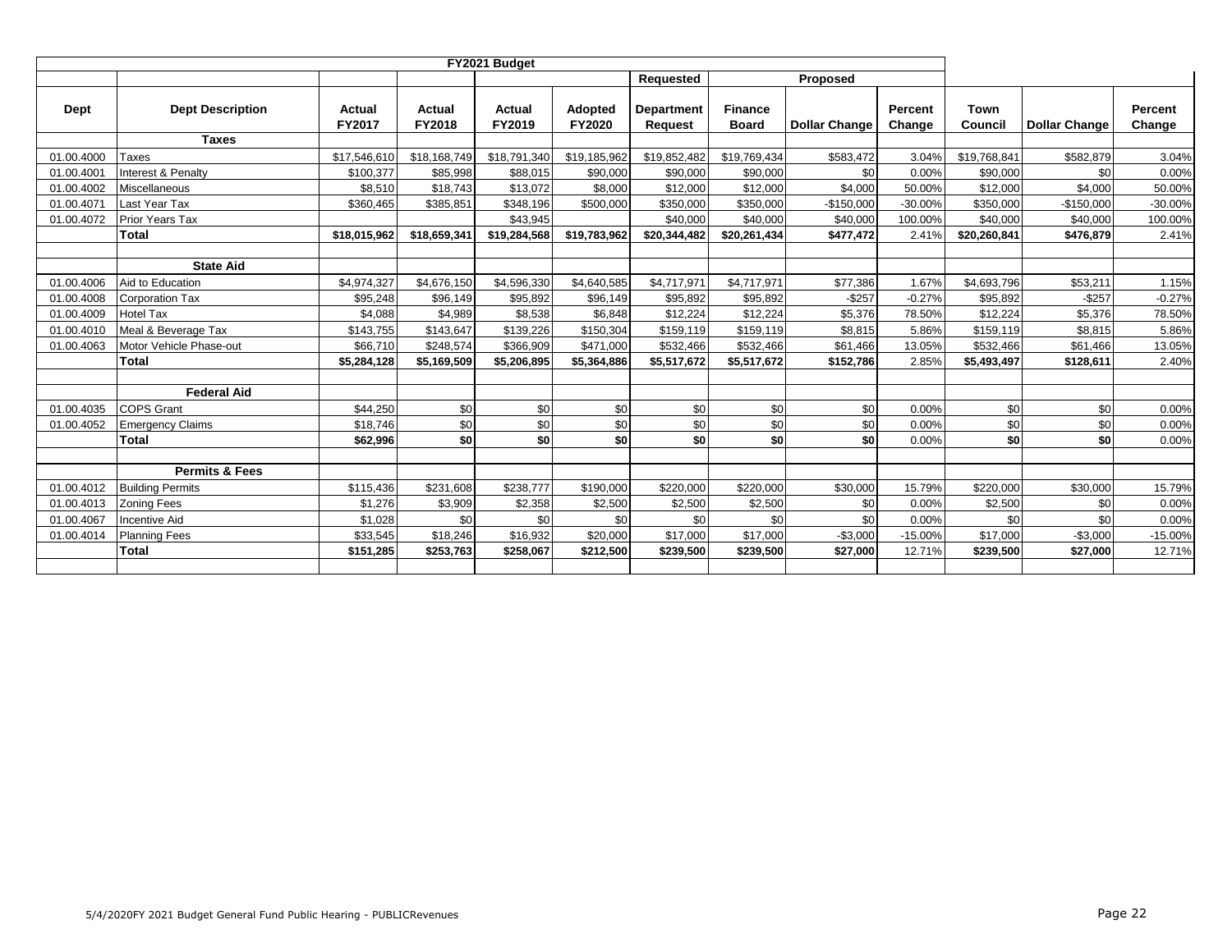| FY2021 Budget | | | | | | | | | | | | |
|---|---|---|---|---|---|---|---|---|---|---|---|---|
| | | | | | | Requested | Proposed | | | | | |
| Dept | Dept Description | Actual FY2017 | Actual FY2018 | Actual FY2019 | Adopted FY2020 | Department Request | Finance Board | Dollar Change | Percent Change | Town Council | Dollar Change | Percent Change |
| | **Taxes** | | | | | | | | | | | |
| 01.00.4000 | Taxes | $17,546,610 | $18,168,749 | $18,791,340 | $19,185,962 | $19,852,482 | $19,769,434 | $583,472 | 3.04% | $19,768,841 | $582,879 | 3.04% |
| 01.00.4001 | Interest & Penalty | $100,377 | $85,998 | $88,015 | $90,000 | $90,000 | $90,000 | $0 | 0.00% | $90,000 | $0 | 0.00% |
| 01.00.4002 | Miscellaneous | $8,510 | $18,743 | $13,072 | $8,000 | $12,000 | $12,000 | $4,000 | 50.00% | $12,000 | $4,000 | 50.00% |
| 01.00.4071 | Last Year Tax | $360,465 | $385,851 | $348,196 | $500,000 | $350,000 | $350,000 | -$150,000 | -30.00% | $350,000 | -$150,000 | -30.00% |
| 01.00.4072 | Prior Years Tax | | | $43,945 | | $40,000 | $40,000 | $40,000 | 100.00% | $40,000 | $40,000 | 100.00% |
| | **Total** | **$18,015,962** | **$18,659,341** | **$19,284,568** | **$19,783,962** | **$20,344,482** | **$20,261,434** | **$477,472** | 2.41% | **$20,260,841** | **$476,879** | 2.41% |
| | | | | | | | | | | | | |
| | **State Aid** | | | | | | | | | | | |
| 01.00.4006 | Aid to Education | $4,974,327 | $4,676,150 | $4,596,330 | $4,640,585 | $4,717,971 | $4,717,971 | $77,386 | 1.67% | $4,693,796 | $53,211 | 1.15% |
| 01.00.4008 | Corporation Tax | $95,248 | $96,149 | $95,892 | $96,149 | $95,892 | $95,892 | -$257 | -0.27% | $95,892 | -$257 | -0.27% |
| 01.00.4009 | Hotel Tax | $4,088 | $4,989 | $8,538 | $6,848 | $12,224 | $12,224 | $5,376 | 78.50% | $12,224 | $5,376 | 78.50% |
| 01.00.4010 | Meal & Beverage Tax | $143,755 | $143,647 | $139,226 | $150,304 | $159,119 | $159,119 | $8,815 | 5.86% | $159,119 | $8,815 | 5.86% |
| 01.00.4063 | Motor Vehicle Phase-out | $66,710 | $248,574 | $366,909 | $471,000 | $532,466 | $532,466 | $61,466 | 13.05% | $532,466 | $61,466 | 13.05% |
| | **Total** | **$5,284,128** | **$5,169,509** | **$5,206,895** | **$5,364,886** | **$5,517,672** | **$5,517,672** | **$152,786** | 2.85% | **$5,493,497** | **$128,611** | 2.40% |
| | | | | | | | | | | | | |
| | **Federal Aid** | | | | | | | | | | | |
| 01.00.4035 | COPS Grant | $44,250 | $0 | $0 | $0 | $0 | $0 | $0 | 0.00% | $0 | $0 | 0.00% |
| 01.00.4052 | Emergency Claims | $18,746 | $0 | $0 | $0 | $0 | $0 | $0 | 0.00% | $0 | $0 | 0.00% |
| | **Total** | **$62,996** | **$0** | **$0** | **$0** | **$0** | **$0** | **$0** | 0.00% | **$0** | **$0** | 0.00% |
| | | | | | | | | | | | | |
| | **Permits & Fees** | | | | | | | | | | | |
| 01.00.4012 | Building Permits | $115,436 | $231,608 | $238,777 | $190,000 | $220,000 | $220,000 | $30,000 | 15.79% | $220,000 | $30,000 | 15.79% |
| 01.00.4013 | Zoning Fees | $1,276 | $3,909 | $2,358 | $2,500 | $2,500 | $2,500 | $0 | 0.00% | $2,500 | $0 | 0.00% |
| 01.00.4067 | Incentive Aid | $1,028 | $0 | $0 | $0 | $0 | $0 | $0 | 0.00% | $0 | $0 | 0.00% |
| 01.00.4014 | Planning Fees | $33,545 | $18,246 | $16,932 | $20,000 | $17,000 | $17,000 | -$3,000 | -15.00% | $17,000 | -$3,000 | -15.00% |
| | **Total** | **$151,285** | **$253,763** | **$258,067** | **$212,500** | **$239,500** | **$239,500** | **$27,000** | 12.71% | **$239,500** | **$27,000** | 12.71% |

5/4/2020FY 2021 Budget General Fund Public Hearing - PUBLICRevenues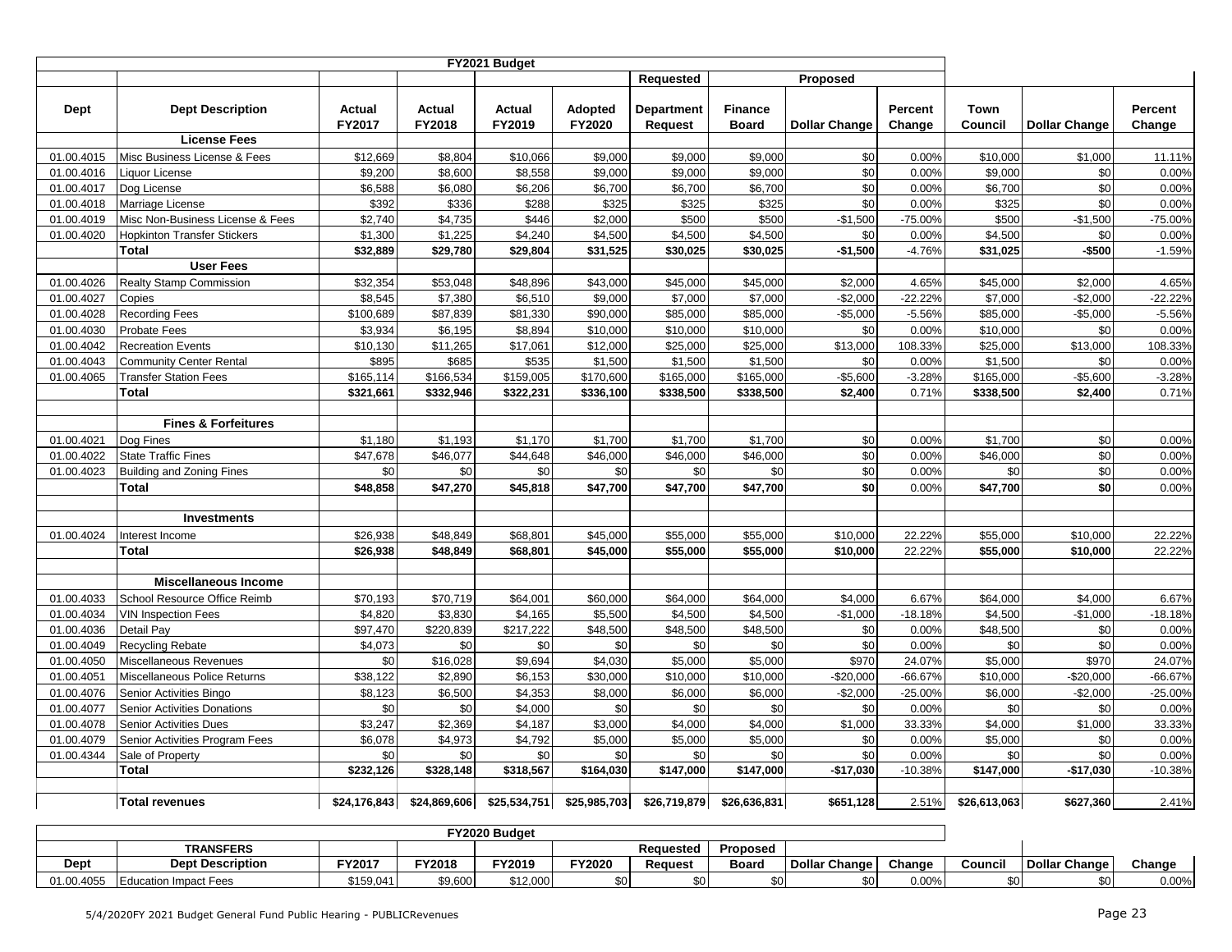| FY2021 Budget | | | | | | | | | | | | |
|---|---|---|---|---|---|---|---|---|---|---|---|---|
| | | | | | | Requested | Proposed | | | | | |
| Dept | Dept Description | Actual FY2017 | Actual FY2018 | Actual FY2019 | Adopted FY2020 | Department Request | Finance Board | Dollar Change | Percent Change | Town Council | Dollar Change | Percent Change |
| | **License Fees** | | | | | | | | | | | |
| 01.00.4015 | Misc Business License & Fees | $12,669 | $8,804 | $10,066 | $9,000 | $9,000 | $9,000 | $0 | 0.00% | $10,000 | $1,000 | 11.11% |
| 01.00.4016 | Liquor License | $9,200 | $8,600 | $8,558 | $9,000 | $9,000 | $9,000 | $0 | 0.00% | $9,000 | $0 | 0.00% |
| 01.00.4017 | Dog License | $6,588 | $6,080 | $6,206 | $6,700 | $6,700 | $6,700 | $0 | 0.00% | $6,700 | $0 | 0.00% |
| 01.00.4018 | Marriage License | $392 | $336 | $288 | $325 | $325 | $325 | $0 | 0.00% | $325 | $0 | 0.00% |
| 01.00.4019 | Misc Non-Business License & Fees | $2,740 | $4,735 | $446 | $2,000 | $500 | $500 | -$1,500 | -75.00% | $500 | -$1,500 | -75.00% |
| 01.00.4020 | Hopkinton Transfer Stickers | $1,300 | $1,225 | $4,240 | $4,500 | $4,500 | $4,500 | $0 | 0.00% | $4,500 | $0 | 0.00% |
| | **Total** | **$32,889** | **$29,780** | **$29,804** | **$31,525** | **$30,025** | **$30,025** | **-$1,500** | -4.76% | **$31,025** | **-$500** | -1.59% |
| | **User Fees** | | | | | | | | | | | |
| 01.00.4026 | Realty Stamp Commission | $32,354 | $53,048 | $48,896 | $43,000 | $45,000 | $45,000 | $2,000 | 4.65% | $45,000 | $2,000 | 4.65% |
| 01.00.4027 | Copies | $8,545 | $7,380 | $6,510 | $9,000 | $7,000 | $7,000 | -$2,000 | -22.22% | $7,000 | -$2,000 | -22.22% |
| 01.00.4028 | Recording Fees | $100,689 | $87,839 | $81,330 | $90,000 | $85,000 | $85,000 | -$5,000 | -5.56% | $85,000 | -$5,000 | -5.56% |
| 01.00.4030 | Probate Fees | $3,934 | $6,195 | $8,894 | $10,000 | $10,000 | $10,000 | $0 | 0.00% | $10,000 | $0 | 0.00% |
| 01.00.4042 | Recreation Events | $10,130 | $11,265 | $17,061 | $12,000 | $25,000 | $25,000 | $13,000 | 108.33% | $25,000 | $13,000 | 108.33% |
| 01.00.4043 | Community Center Rental | $895 | $685 | $535 | $1,500 | $1,500 | $1,500 | $0 | 0.00% | $1,500 | $0 | 0.00% |
| 01.00.4065 | Transfer Station Fees | $165,114 | $166,534 | $159,005 | $170,600 | $165,000 | $165,000 | -$5,600 | -3.28% | $165,000 | -$5,600 | -3.28% |
| | **Total** | **$321,661** | **$332,946** | **$322,231** | **$336,100** | **$338,500** | **$338,500** | **$2,400** | 0.71% | **$338,500** | **$2,400** | 0.71% |
| | | | | | | | | | | | | |
| | **Fines & Forfeitures** | | | | | | | | | | | |
| 01.00.4021 | Dog Fines | $1,180 | $1,193 | $1,170 | $1,700 | $1,700 | $1,700 | $0 | 0.00% | $1,700 | $0 | 0.00% |
| 01.00.4022 | State Traffic Fines | $47,678 | $46,077 | $44,648 | $46,000 | $46,000 | $46,000 | $0 | 0.00% | $46,000 | $0 | 0.00% |
| 01.00.4023 | Building and Zoning Fines | $0 | $0 | $0 | $0 | $0 | $0 | $0 | 0.00% | $0 | $0 | 0.00% |
| | **Total** | **$48,858** | **$47,270** | **$45,818** | **$47,700** | **$47,700** | **$47,700** | **$0** | 0.00% | **$47,700** | **$0** | 0.00% |
| | | | | | | | | | | | | |
| | **Investments** | | | | | | | | | | | |
| 01.00.4024 | Interest Income | $26,938 | $48,849 | $68,801 | $45,000 | $55,000 | $55,000 | $10,000 | 22.22% | $55,000 | $10,000 | 22.22% |
| | **Total** | **$26,938** | **$48,849** | **$68,801** | **$45,000** | **$55,000** | **$55,000** | **$10,000** | 22.22% | **$55,000** | **$10,000** | 22.22% |
| | | | | | | | | | | | | |
| | **Miscellaneous Income** | | | | | | | | | | | |
| 01.00.4033 | School Resource Office Reimb | $70,193 | $70,719 | $64,001 | $60,000 | $64,000 | $64,000 | $4,000 | 6.67% | $64,000 | $4,000 | 6.67% |
| 01.00.4034 | VIN Inspection Fees | $4,820 | $3,830 | $4,165 | $5,500 | $4,500 | $4,500 | -$1,000 | -18.18% | $4,500 | -$1,000 | -18.18% |
| 01.00.4036 | Detail Pay | $97,470 | $220,839 | $217,222 | $48,500 | $48,500 | $48,500 | $0 | 0.00% | $48,500 | $0 | 0.00% |
| 01.00.4049 | Recycling Rebate | $4,073 | $0 | $0 | $0 | $0 | $0 | $0 | 0.00% | $0 | $0 | 0.00% |
| 01.00.4050 | Miscellaneous Revenues | $0 | $16,028 | $9,694 | $4,030 | $5,000 | $5,000 | $970 | 24.07% | $5,000 | $970 | 24.07% |
| 01.00.4051 | Miscellaneous Police Returns | $38,122 | $2,890 | $6,153 | $30,000 | $10,000 | $10,000 | -$20,000 | -66.67% | $10,000 | -$20,000 | -66.67% |
| 01.00.4076 | Senior Activities Bingo | $8,123 | $6,500 | $4,353 | $8,000 | $6,000 | $6,000 | -$2,000 | -25.00% | $6,000 | -$2,000 | -25.00% |
| 01.00.4077 | Senior Activities Donations | $0 | $0 | $4,000 | $0 | $0 | $0 | $0 | 0.00% | $0 | $0 | 0.00% |
| 01.00.4078 | Senior Activities Dues | $3,247 | $2,369 | $4,187 | $3,000 | $4,000 | $4,000 | $1,000 | 33.33% | $4,000 | $1,000 | 33.33% |
| 01.00.4079 | Senior Activities Program Fees | $6,078 | $4,973 | $4,792 | $5,000 | $5,000 | $5,000 | $0 | 0.00% | $5,000 | $0 | 0.00% |
| 01.00.4344 | Sale of Property | $0 | $0 | $0 | $0 | $0 | $0 | $0 | 0.00% | $0 | $0 | 0.00% |
| | **Total** | **$232,126** | **$328,148** | **$318,567** | **$164,030** | **$147,000** | **$147,000** | **-$17,030** | -10.38% | **$147,000** | **-$17,030** | -10.38% |
| | | | | | | | | | | | | |
| | **Total revenues** | **$24,176,843** | **$24,869,606** | **$25,534,751** | **$25,985,703** | **$26,719,879** | **$26,636,831** | **$651,128** | 2.51% | **$26,613,063** | **$627,360** | 2.41% |

| FY2020 Budget | | | | | | | | | | | | |
|---|---|---|---|---|---|---|---|---|---|---|---|---|
| | **TRANSFERS** | | | | | Requested | Proposed | | | | | |
| Dept | Dept Description | FY2017 | FY2018 | FY2019 | FY2020 | Request | Board | Dollar Change | Change | Council | Dollar Change | Change |
| 01.00.4055 | Education Impact Fees | $159,041 | $9,600 | $12,000 | $0 | $0 | $0 | $0 | 0.00% | $0 | $0 | 0.00% |

5/4/2020FY 2021 Budget General Fund Public Hearing - PUBLICRevenues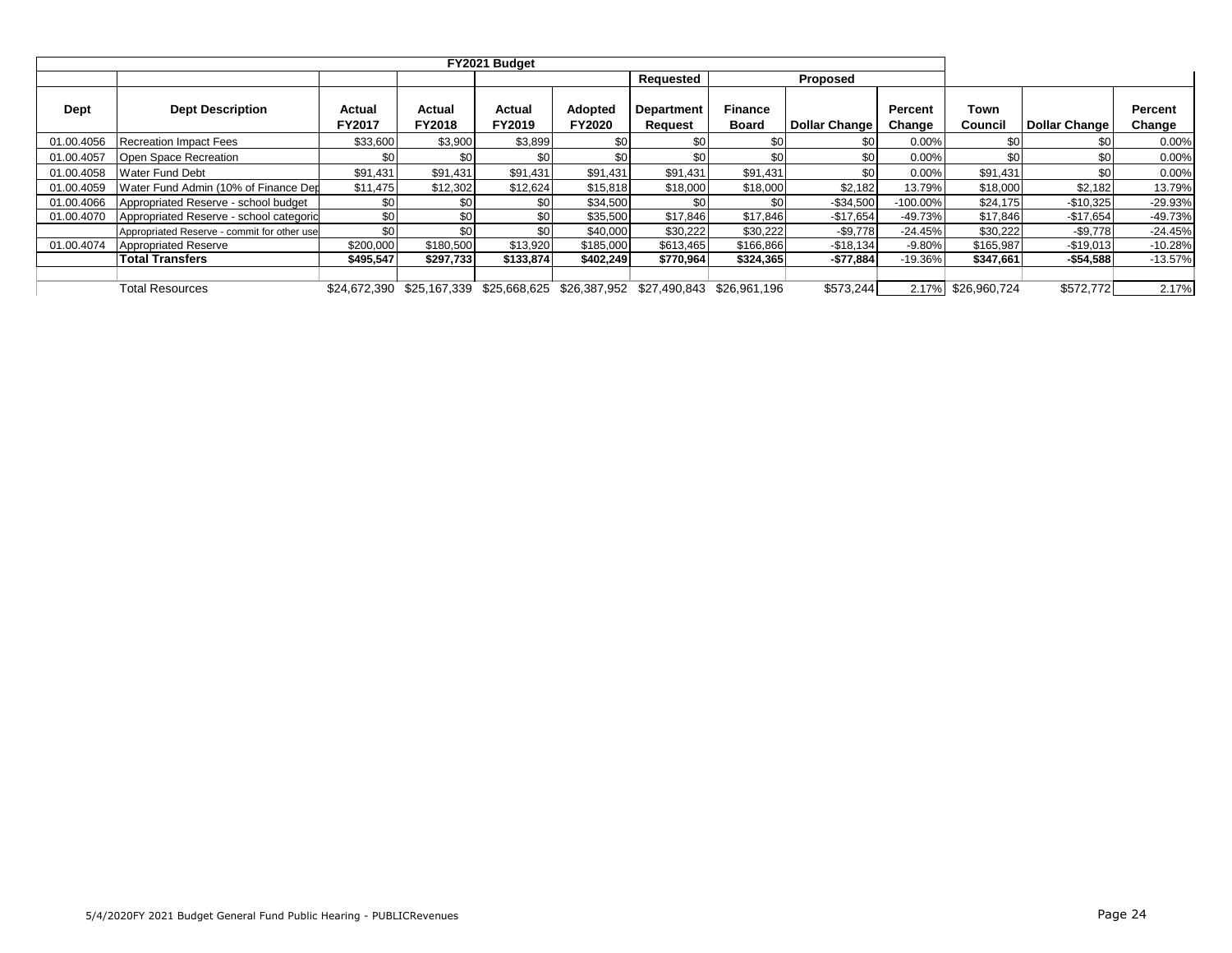| FY2021 Budget | | | | | | | | | | | | | |
|---|---|---|---|---|---|---|---|---|---|---|---|---|---|
| | | | | | | Requested | Proposed | | | | | | |
| Dept | Dept Description | Actual FY2017 | Actual FY2018 | Actual FY2019 | Adopted FY2020 | Department Request | Finance Board | Dollar Change | Percent Change | Town Council | Dollar Change | Percent Change |
| 01.00.4056 | Recreation Impact Fees | $33,600 | $3,900 | $3,899 | $0 | $0 | $0 | $0 | 0.00% | $0 | $0 | 0.00% |
| 01.00.4057 | Open Space Recreation | $0 | $0 | $0 | $0 | $0 | $0 | $0 | 0.00% | $0 | $0 | 0.00% |
| 01.00.4058 | Water Fund Debt | $91,431 | $91,431 | $91,431 | $91,431 | $91,431 | $91,431 | $0 | 0.00% | $91,431 | $0 | 0.00% |
| 01.00.4059 | Water Fund Admin (10% of Finance Dep | $11,475 | $12,302 | $12,624 | $15,818 | $18,000 | $18,000 | $2,182 | 13.79% | $18,000 | $2,182 | 13.79% |
| 01.00.4066 | Appropriated Reserve - school budget | $0 | $0 | $0 | $34,500 | $0 | $0 | -$34,500 | -100.00% | $24,175 | -$10,325 | -29.93% |
| 01.00.4070 | Appropriated Reserve - school categoric | $0 | $0 | $0 | $35,500 | $17,846 | $17,846 | -$17,654 | -49.73% | $17,846 | -$17,654 | -49.73% |
| | Appropriated Reserve - commit for other use | $0 | $0 | $0 | $40,000 | $30,222 | $30,222 | -$9,778 | -24.45% | $30,222 | -$9,778 | -24.45% |
| 01.00.4074 | Appropriated Reserve | $200,000 | $180,500 | $13,920 | $185,000 | $613,465 | $166,866 | -$18,134 | -9.80% | $165,987 | -$19,013 | -10.28% |
| | **Total Transfers** | **$495,547** | **$297,733** | **$133,874** | **$402,249** | **$770,964** | **$324,365** | **-$77,884** | -19.36% | **$347,661** | **-$54,588** | -13.57% |
| | | | | | | | | | | | | |
| | Total Resources | $24,672,390 | $25,167,339 | $25,668,625 | $26,387,952 | $27,490,843 | $26,961,196 | $573,244 | 2.17% | $26,960,724 | $572,772 | 2.17% |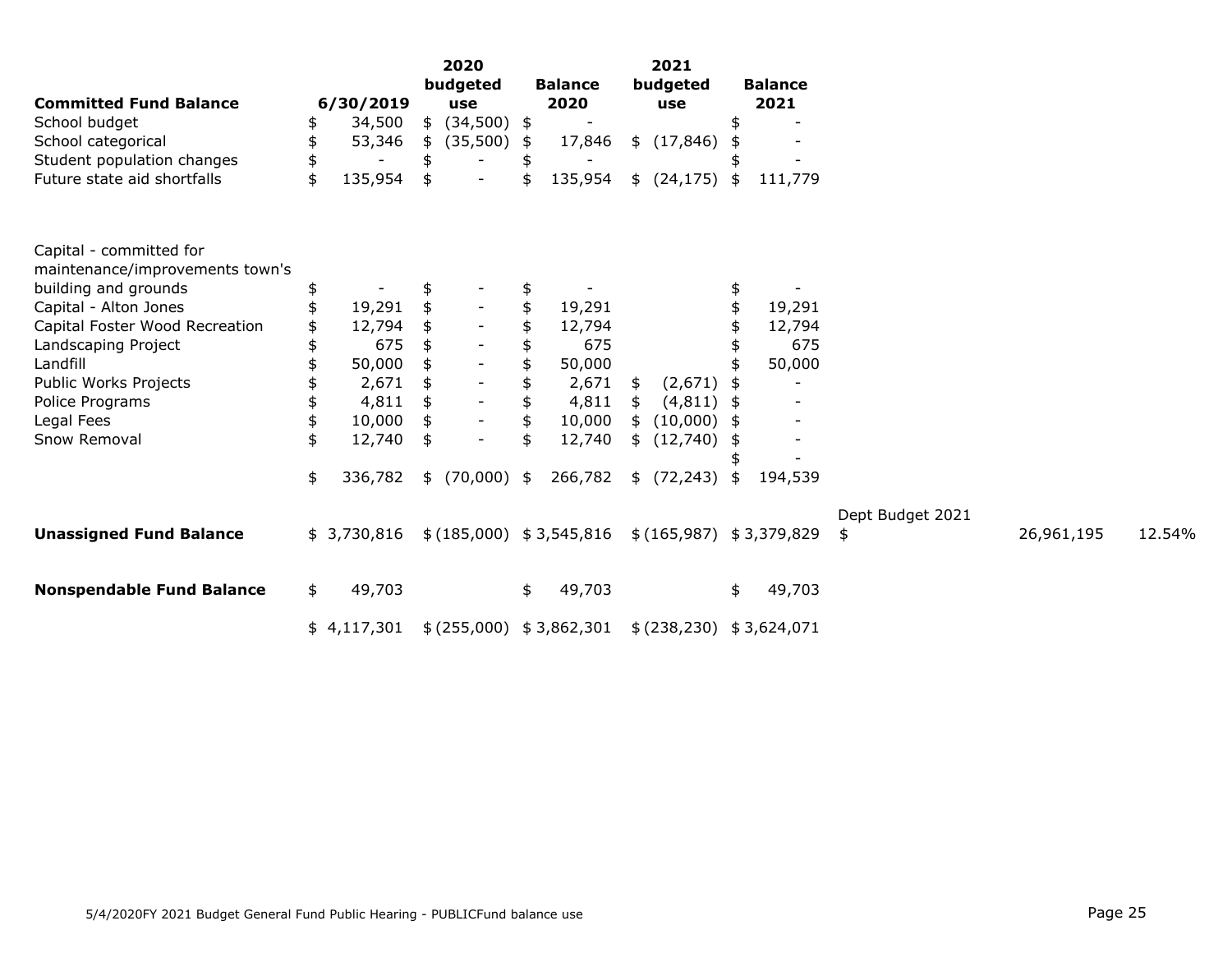| Committed Fund Balance | 6/30/2019 | 2020 budgeted use | Balance 2020 | 2021 budgeted use | Balance 2021 | | | |
|---|---|---|---|---|---|---|---|---|
| School budget | $ 34,500 | $ (34,500) | $ - | | $ - | | | |
| School categorical | $ 53,346 | $ (35,500) | $ 17,846 | $ (17,846) | $ - | | | |
| Student population changes | $ - | $ - | $ - | | $ - | | | |
| Future state aid shortfalls | $ 135,954 | $ - | $ 135,954 | $ (24,175) | $ 111,779 | | | |
| | | | | | | | | |
| Capital - committed for maintenance/improvements town's building and grounds | $ - | $ - | $ - | | $ - | | | |
| Capital - Alton Jones | $ 19,291 | $ - | $ 19,291 | | $ 19,291 | | | |
| Capital Foster Wood Recreation | $ 12,794 | $ - | $ 12,794 | | $ 12,794 | | | |
| Landscaping Project | $ 675 | $ - | $ 675 | | $ 675 | | | |
| Landfill | $ 50,000 | $ - | $ 50,000 | | $ 50,000 | | | |
| Public Works Projects | $ 2,671 | $ - | $ 2,671 | $ (2,671) | $ - | | | |
| Police Programs | $ 4,811 | $ - | $ 4,811 | $ (4,811) | $ - | | | |
| Legal Fees | $ 10,000 | $ - | $ 10,000 | $ (10,000) | $ - | | | |
| Snow Removal | $ 12,740 | $ - | $ 12,740 | $ (12,740) | $ - | | | |
| | | | | | $ - | | | |
| | $ 336,782 | $ (70,000) | $ 266,782 | $ (72,243) | $ 194,539 | | | |
| | | | | | | Dept Budget 2021 | | |
| **Unassigned Fund Balance** | $ 3,730,816 | $ (185,000) | $ 3,545,816 | $ (165,987) | $ 3,379,829 | $ | 26,961,195 | 12.54% |
| | | | | | | | | |
| **Nonspendable Fund Balance** | $ 49,703 | | $ 49,703 | | $ 49,703 | | | |
| | | | | | | | | |
| | $ 4,117,301 | $ (255,000) | $ 3,862,301 | $ (238,230) | $ 3,624,071 | | | |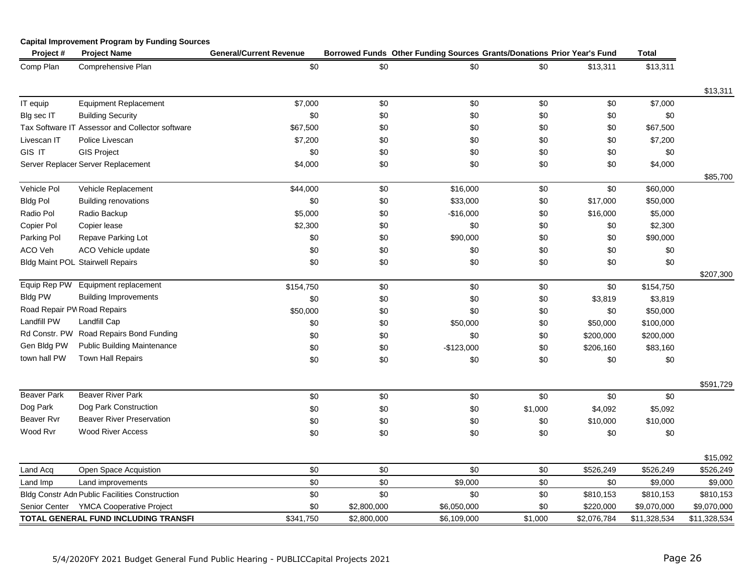**Capital Improvement Program by Funding Sources**

| Project # | Project Name | General/Current Revenue | Borrowed Funds | Other Funding Sources | Grants/Donations | Prior Year's Fund | Total | |
|---|---|---|---|---|---|---|---|---|
| Comp Plan | Comprehensive Plan | $0 | $0 | $0 | $0 | $13,311 | $13,311 | |
| | | | | | | | | $13,311 |
| IT equip | Equipment Replacement | $7,000 | $0 | $0 | $0 | $0 | $7,000 | |
| Blg sec IT | Building Security | $0 | $0 | $0 | $0 | $0 | $0 | |
| Tax Software IT | Assessor and Collector software | $67,500 | $0 | $0 | $0 | $0 | $67,500 | |
| Livescan IT | Police Livescan | $7,200 | $0 | $0 | $0 | $0 | $7,200 | |
| GIS IT | GIS Project | $0 | $0 | $0 | $0 | $0 | $0 | |
| Server Replacer | Server Replacement | $4,000 | $0 | $0 | $0 | $0 | $4,000 | |
| | | | | | | | | $85,700 |
| Vehicle Pol | Vehicle Replacement | $44,000 | $0 | $16,000 | $0 | $0 | $60,000 | |
| Bldg Pol | Building renovations | $0 | $0 | $33,000 | $0 | $17,000 | $50,000 | |
| Radio Pol | Radio Backup | $5,000 | $0 | -$16,000 | $0 | $16,000 | $5,000 | |
| Copier Pol | Copier lease | $2,300 | $0 | $0 | $0 | $0 | $2,300 | |
| Parking Pol | Repave Parking Lot | $0 | $0 | $90,000 | $0 | $0 | $90,000 | |
| ACO Veh | ACO Vehicle update | $0 | $0 | $0 | $0 | $0 | $0 | |
| Bldg Maint POL | Stairwell Repairs | $0 | $0 | $0 | $0 | $0 | $0 | |
| | | | | | | | | $207,300 |
| Equip Rep PW | Equipment replacement | $154,750 | $0 | $0 | $0 | $0 | $154,750 | |
| Bldg PW | Building Improvements | $0 | $0 | $0 | $0 | $3,819 | $3,819 | |
| Road Repair PW | Road Repairs | $50,000 | $0 | $0 | $0 | $0 | $50,000 | |
| Landfill PW | Landfill Cap | $0 | $0 | $50,000 | $0 | $50,000 | $100,000 | |
| Rd Constr. PW | Road Repairs Bond Funding | $0 | $0 | $0 | $0 | $200,000 | $200,000 | |
| Gen Bldg PW | Public Building Maintenance | $0 | $0 | -$123,000 | $0 | $206,160 | $83,160 | |
| town hall PW | Town Hall Repairs | $0 | $0 | $0 | $0 | $0 | $0 | |
| | | | | | | | | $591,729 |
| Beaver Park | Beaver River Park | $0 | $0 | $0 | $0 | $0 | $0 | |
| Dog Park | Dog Park Construction | $0 | $0 | $0 | $1,000 | $4,092 | $5,092 | |
| Beaver Rvr | Beaver River Preservation | $0 | $0 | $0 | $0 | $10,000 | $10,000 | |
| Wood Rvr | Wood River Access | $0 | $0 | $0 | $0 | $0 | $0 | |
| | | | | | | | | $15,092 |
| Land Acq | Open Space Acquistion | $0 | $0 | $0 | $0 | $526,249 | $526,249 | $526,249 |
| Land Imp | Land improvements | $0 | $0 | $9,000 | $0 | $0 | $9,000 | $9,000 |
| Bldg Constr Adm | Public Facilities Construction | $0 | $0 | $0 | $0 | $810,153 | $810,153 | $810,153 |
| Senior Center | YMCA Cooperative Project | $0 | $2,800,000 | $6,050,000 | $0 | $220,000 | $9,070,000 | $9,070,000 |
| **TOTAL GENERAL FUND INCLUDING TRANSFI** | | $341,750 | $2,800,000 | $6,109,000 | $1,000 | $2,076,784 | $11,328,534 | $11,328,534 |